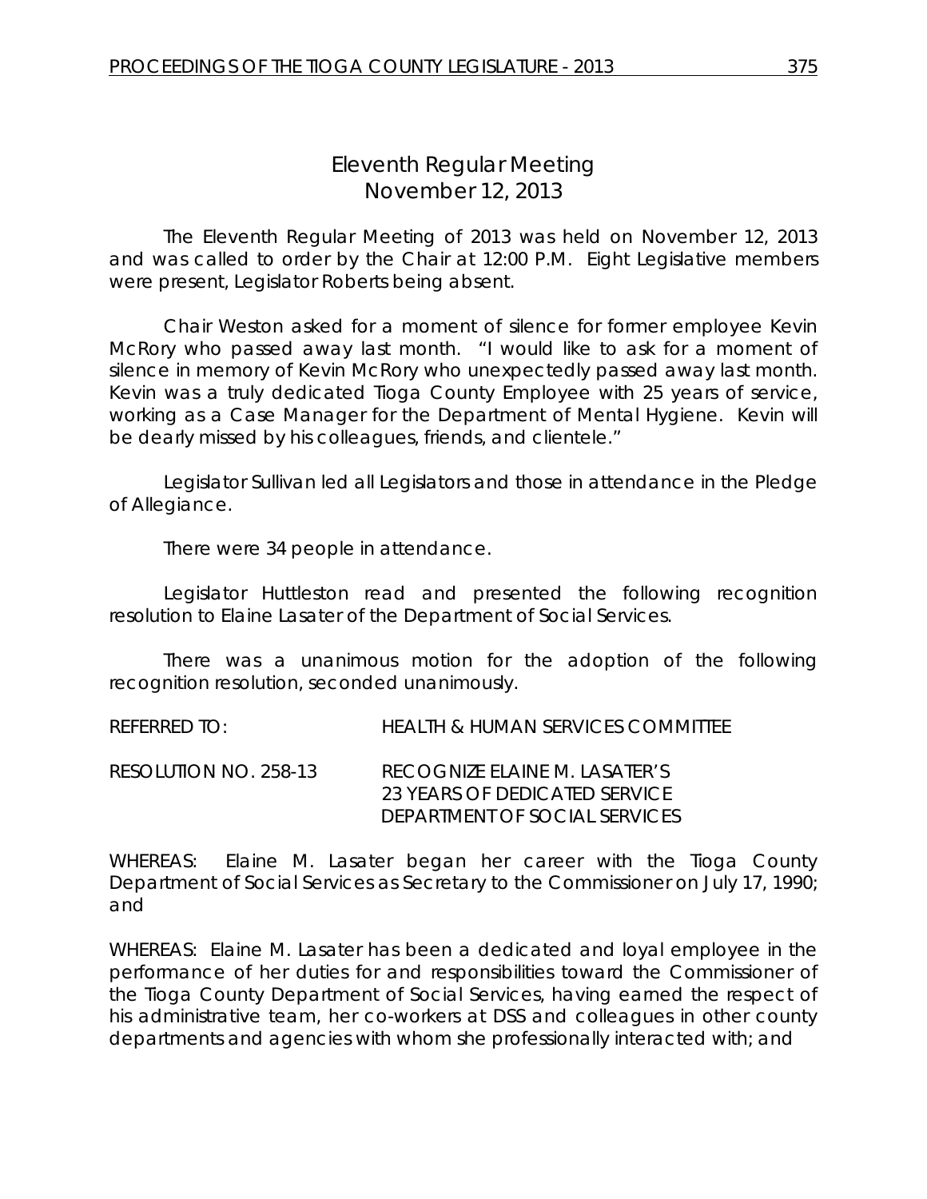# Eleventh Regular Meeting
## November 12, 2013

The Eleventh Regular Meeting of 2013 was held on November 12, 2013 and was called to order by the Chair at 12:00 P.M. Eight Legislative members were present, Legislator Roberts being absent.

Chair Weston asked for a moment of silence for former employee Kevin McRory who passed away last month. "I would like to ask for a moment of silence in memory of Kevin McRory who unexpectedly passed away last month. Kevin was a truly dedicated Tioga County Employee with 25 years of service, working as a Case Manager for the Department of Mental Hygiene. Kevin will be dearly missed by his colleagues, friends, and clientele."

Legislator Sullivan led all Legislators and those in attendance in the Pledge of Allegiance.

There were 34 people in attendance.

Legislator Huttleston read and presented the following recognition resolution to Elaine Lasater of the Department of Social Services.

There was a unanimous motion for the adoption of the following recognition resolution, seconded unanimously.

REFERRED TO: HEALTH & HUMAN SERVICES COMMITTEE

RESOLUTION NO. 258-13 RECOGNIZE ELAINE M. LASATER'S 23 YEARS OF DEDICATED SERVICE DEPARTMENT OF SOCIAL SERVICES

WHEREAS: Elaine M. Lasater began her career with the Tioga County Department of Social Services as Secretary to the Commissioner on July 17, 1990; and

WHEREAS: Elaine M. Lasater has been a dedicated and loyal employee in the performance of her duties for and responsibilities toward the Commissioner of the Tioga County Department of Social Services, having earned the respect of his administrative team, her co-workers at DSS and colleagues in other county departments and agencies with whom she professionally interacted with; and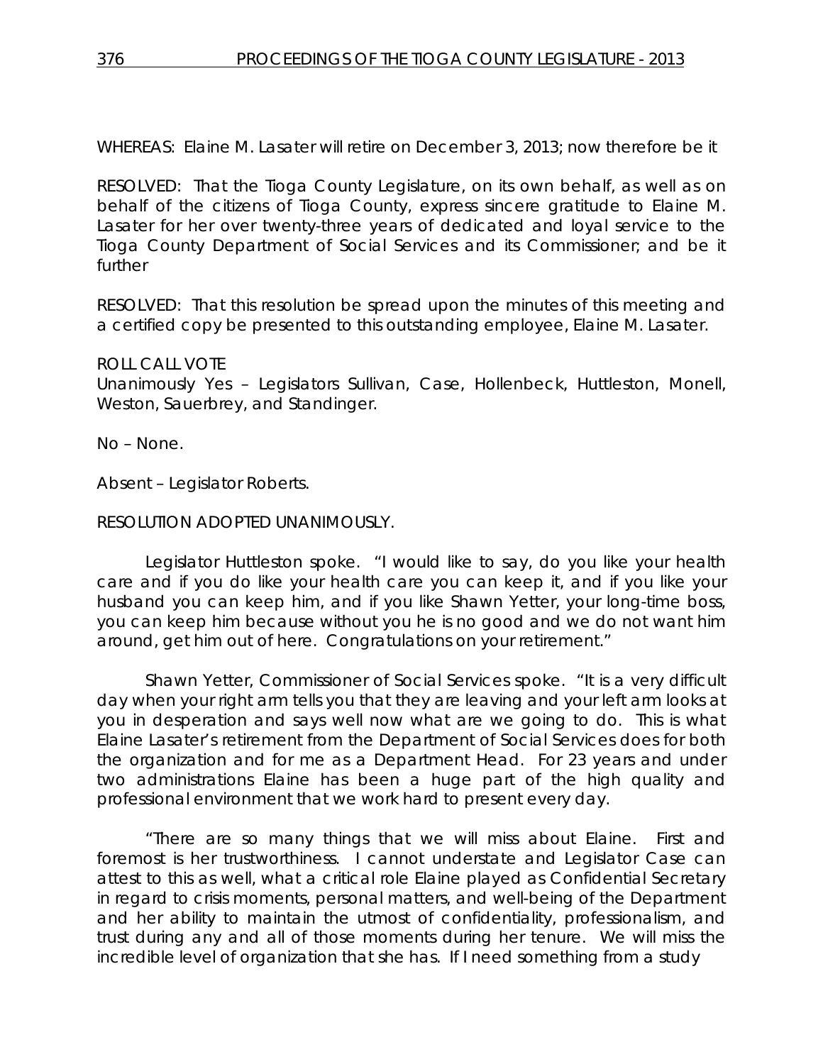WHEREAS: Elaine M. Lasater will retire on December 3, 2013; now therefore be it

RESOLVED: That the Tioga County Legislature, on its own behalf, as well as on behalf of the citizens of Tioga County, express sincere gratitude to Elaine M. Lasater for her over twenty-three years of dedicated and loyal service to the Tioga County Department of Social Services and its Commissioner; and be it further

RESOLVED: That this resolution be spread upon the minutes of this meeting and a certified copy be presented to this outstanding employee, Elaine M. Lasater.

ROLL CALL VOTE
Unanimously Yes – Legislators Sullivan, Case, Hollenbeck, Huttleston, Monell, Weston, Sauerbrey, and Standinger.

No – None.

Absent – Legislator Roberts.

RESOLUTION ADOPTED UNANIMOUSLY.

Legislator Huttleston spoke. "I would like to say, do you like your health care and if you do like your health care you can keep it, and if you like your husband you can keep him, and if you like Shawn Yetter, your long-time boss, you can keep him because without you he is no good and we do not want him around, get him out of here. Congratulations on your retirement."

Shawn Yetter, Commissioner of Social Services spoke. "It is a very difficult day when your right arm tells you that they are leaving and your left arm looks at you in desperation and says well now what are we going to do. This is what Elaine Lasater's retirement from the Department of Social Services does for both the organization and for me as a Department Head. For 23 years and under two administrations Elaine has been a huge part of the high quality and professional environment that we work hard to present every day.

"There are so many things that we will miss about Elaine. First and foremost is her trustworthiness. I cannot understate and Legislator Case can attest to this as well, what a critical role Elaine played as Confidential Secretary in regard to crisis moments, personal matters, and well-being of the Department and her ability to maintain the utmost of confidentiality, professionalism, and trust during any and all of those moments during her tenure. We will miss the incredible level of organization that she has. If I need something from a study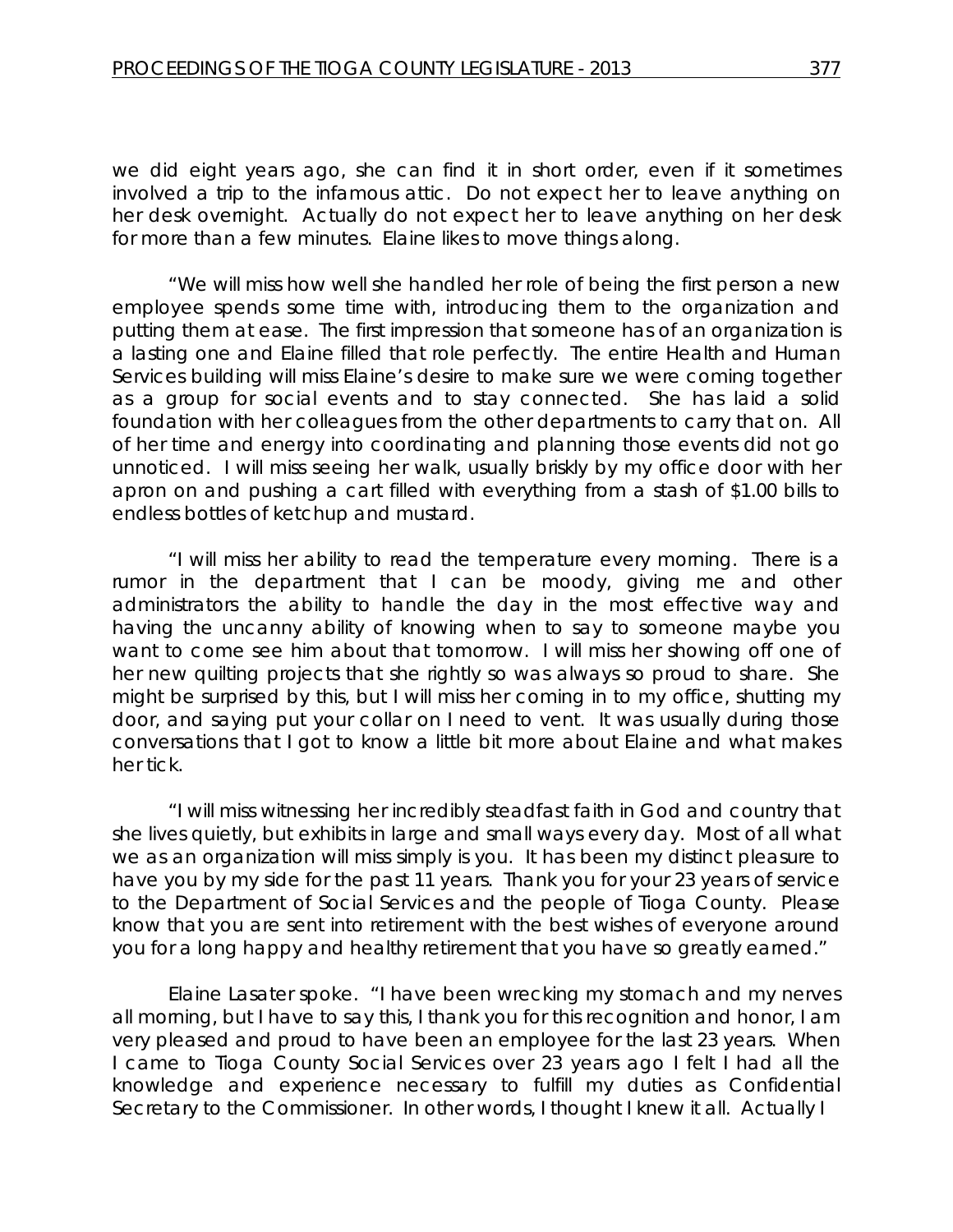we did eight years ago, she can find it in short order, even if it sometimes involved a trip to the infamous attic. Do not expect her to leave anything on her desk overnight. Actually do not expect her to leave anything on her desk for more than a few minutes. Elaine likes to move things along.

"We will miss how well she handled her role of being the first person a new employee spends some time with, introducing them to the organization and putting them at ease. The first impression that someone has of an organization is a lasting one and Elaine filled that role perfectly. The entire Health and Human Services building will miss Elaine's desire to make sure we were coming together as a group for social events and to stay connected. She has laid a solid foundation with her colleagues from the other departments to carry that on. All of her time and energy into coordinating and planning those events did not go unnoticed. I will miss seeing her walk, usually briskly by my office door with her apron on and pushing a cart filled with everything from a stash of $1.00 bills to endless bottles of ketchup and mustard.

"I will miss her ability to read the temperature every morning. There is a rumor in the department that I can be moody, giving me and other administrators the ability to handle the day in the most effective way and having the uncanny ability of knowing when to say to someone maybe you want to come see him about that tomorrow. I will miss her showing off one of her new quilting projects that she rightly so was always so proud to share. She might be surprised by this, but I will miss her coming in to my office, shutting my door, and saying put your collar on I need to vent. It was usually during those conversations that I got to know a little bit more about Elaine and what makes her tick.

"I will miss witnessing her incredibly steadfast faith in God and country that she lives quietly, but exhibits in large and small ways every day. Most of all what we as an organization will miss simply is you. It has been my distinct pleasure to have you by my side for the past 11 years. Thank you for your 23 years of service to the Department of Social Services and the people of Tioga County. Please know that you are sent into retirement with the best wishes of everyone around you for a long happy and healthy retirement that you have so greatly earned."

Elaine Lasater spoke. "I have been wrecking my stomach and my nerves all morning, but I have to say this, I thank you for this recognition and honor, I am very pleased and proud to have been an employee for the last 23 years. When I came to Tioga County Social Services over 23 years ago I felt I had all the knowledge and experience necessary to fulfill my duties as Confidential Secretary to the Commissioner. In other words, I thought I knew it all. Actually I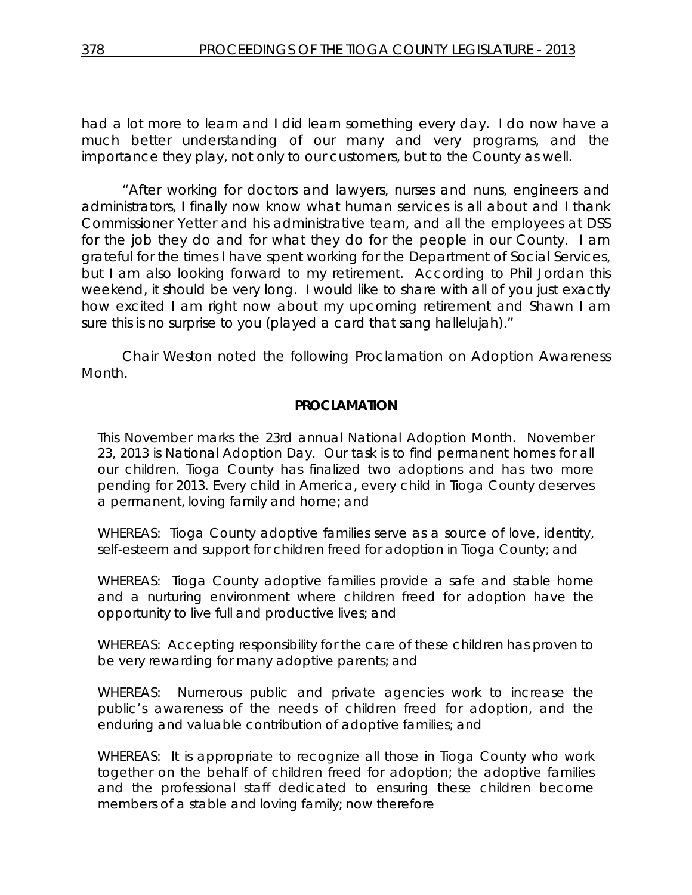had a lot more to learn and I did learn something every day. I do now have a much better understanding of our many and very programs, and the importance they play, not only to our customers, but to the County as well.

"After working for doctors and lawyers, nurses and nuns, engineers and administrators, I finally now know what human services is all about and I thank Commissioner Yetter and his administrative team, and all the employees at DSS for the job they do and for what they do for the people in our County. I am grateful for the times I have spent working for the Department of Social Services, but I am also looking forward to my retirement. According to Phil Jordan this weekend, it should be very long. I would like to share with all of you just exactly how excited I am right now about my upcoming retirement and Shawn I am sure this is no surprise to you (played a card that sang hallelujah)."

Chair Weston noted the following Proclamation on Adoption Awareness Month.

**PROCLAMATION**

This November marks the 23rd annual National Adoption Month. November 23, 2013 is National Adoption Day. Our task is to find permanent homes for all our children. Tioga County has finalized two adoptions and has two more pending for 2013. Every child in America, every child in Tioga County deserves a permanent, loving family and home; and

WHEREAS: Tioga County adoptive families serve as a source of love, identity, self-esteem and support for children freed for adoption in Tioga County; and

WHEREAS: Tioga County adoptive families provide a safe and stable home and a nurturing environment where children freed for adoption have the opportunity to live full and productive lives; and

WHEREAS: Accepting responsibility for the care of these children has proven to be very rewarding for many adoptive parents; and

WHEREAS: Numerous public and private agencies work to increase the public's awareness of the needs of children freed for adoption, and the enduring and valuable contribution of adoptive families; and

WHEREAS: It is appropriate to recognize all those in Tioga County who work together on the behalf of children freed for adoption; the adoptive families and the professional staff dedicated to ensuring these children become members of a stable and loving family; now therefore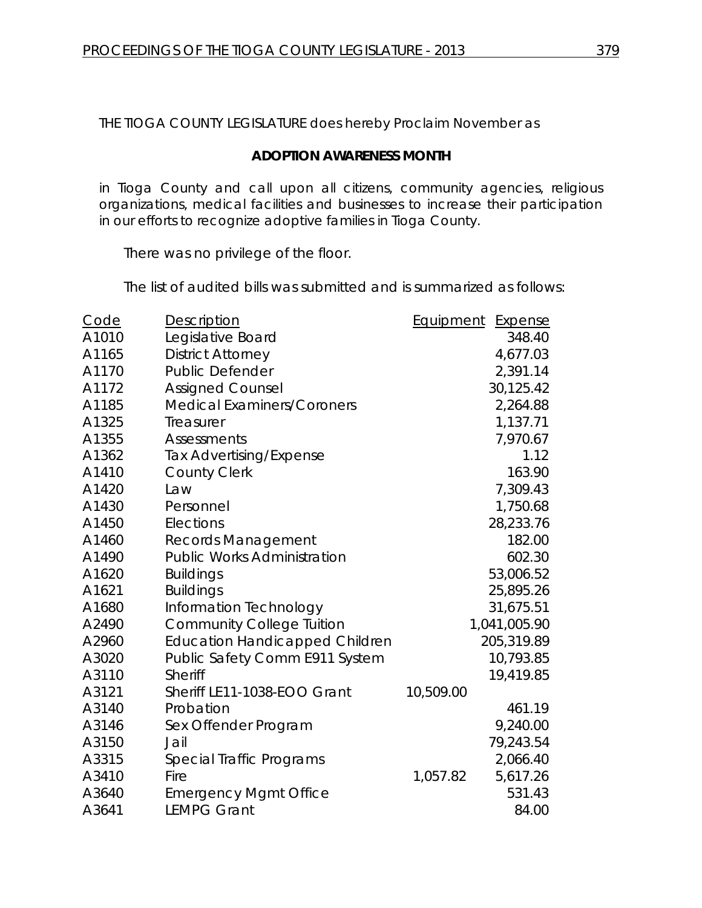THE TIOGA COUNTY LEGISLATURE does hereby Proclaim November as

**ADOPTION AWARENESS MONTH**

in Tioga County and call upon all citizens, community agencies, religious organizations, medical facilities and businesses to increase their participation in our efforts to recognize adoptive families in Tioga County.

There was no privilege of the floor.

The list of audited bills was submitted and is summarized as follows:

| Code | Description | Equipment | Expense |
|---|---|---|---|
| A1010 | Legislative Board | | 348.40 |
| A1165 | District Attorney | | 4,677.03 |
| A1170 | Public Defender | | 2,391.14 |
| A1172 | Assigned Counsel | | 30,125.42 |
| A1185 | Medical Examiners/Coroners | | 2,264.88 |
| A1325 | Treasurer | | 1,137.71 |
| A1355 | Assessments | | 7,970.67 |
| A1362 | Tax Advertising/Expense | | 1.12 |
| A1410 | County Clerk | | 163.90 |
| A1420 | Law | | 7,309.43 |
| A1430 | Personnel | | 1,750.68 |
| A1450 | Elections | | 28,233.76 |
| A1460 | Records Management | | 182.00 |
| A1490 | Public Works Administration | | 602.30 |
| A1620 | Buildings | | 53,006.52 |
| A1621 | Buildings | | 25,895.26 |
| A1680 | Information Technology | | 31,675.51 |
| A2490 | Community College Tuition | | 1,041,005.90 |
| A2960 | Education Handicapped Children | | 205,319.89 |
| A3020 | Public Safety Comm E911 System | | 10,793.85 |
| A3110 | Sheriff | | 19,419.85 |
| A3121 | Sheriff LE11-1038-EOO Grant | 10,509.00 | |
| A3140 | Probation | | 461.19 |
| A3146 | Sex Offender Program | | 9,240.00 |
| A3150 | Jail | | 79,243.54 |
| A3315 | Special Traffic Programs | | 2,066.40 |
| A3410 | Fire | 1,057.82 | 5,617.26 |
| A3640 | Emergency Mgmt Office | | 531.43 |
| A3641 | LEMPG Grant | | 84.00 |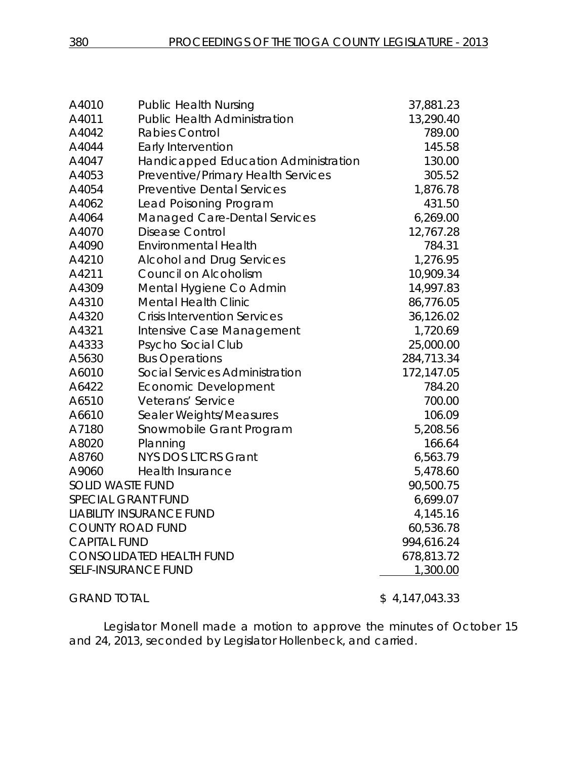| | | |
|---|---|---|
| A4010 | Public Health Nursing | 37,881.23 |
| A4011 | Public Health Administration | 13,290.40 |
| A4042 | Rabies Control | 789.00 |
| A4044 | Early Intervention | 145.58 |
| A4047 | Handicapped Education Administration | 130.00 |
| A4053 | Preventive/Primary Health Services | 305.52 |
| A4054 | Preventive Dental Services | 1,876.78 |
| A4062 | Lead Poisoning Program | 431.50 |
| A4064 | Managed Care-Dental Services | 6,269.00 |
| A4070 | Disease Control | 12,767.28 |
| A4090 | Environmental Health | 784.31 |
| A4210 | Alcohol and Drug Services | 1,276.95 |
| A4211 | Council on Alcoholism | 10,909.34 |
| A4309 | Mental Hygiene Co Admin | 14,997.83 |
| A4310 | Mental Health Clinic | 86,776.05 |
| A4320 | Crisis Intervention Services | 36,126.02 |
| A4321 | Intensive Case Management | 1,720.69 |
| A4333 | Psycho Social Club | 25,000.00 |
| A5630 | Bus Operations | 284,713.34 |
| A6010 | Social Services Administration | 172,147.05 |
| A6422 | Economic Development | 784.20 |
| A6510 | Veterans' Service | 700.00 |
| A6610 | Sealer Weights/Measures | 106.09 |
| A7180 | Snowmobile Grant Program | 5,208.56 |
| A8020 | Planning | 166.64 |
| A8760 | NYS DOS LTCRS Grant | 6,563.79 |
| A9060 | Health Insurance | 5,478.60 |
| SOLID WASTE FUND | | 90,500.75 |
| SPECIAL GRANT FUND | | 6,699.07 |
| LIABILITY INSURANCE FUND | | 4,145.16 |
| COUNTY ROAD FUND | | 60,536.78 |
| CAPITAL FUND | | 994,616.24 |
| CONSOLIDATED HEALTH FUND | | 678,813.72 |
| SELF-INSURANCE FUND | | 1,300.00 |
| GRAND TOTAL | | $ 4,147,043.33 |

Legislator Monell made a motion to approve the minutes of October 15 and 24, 2013, seconded by Legislator Hollenbeck, and carried.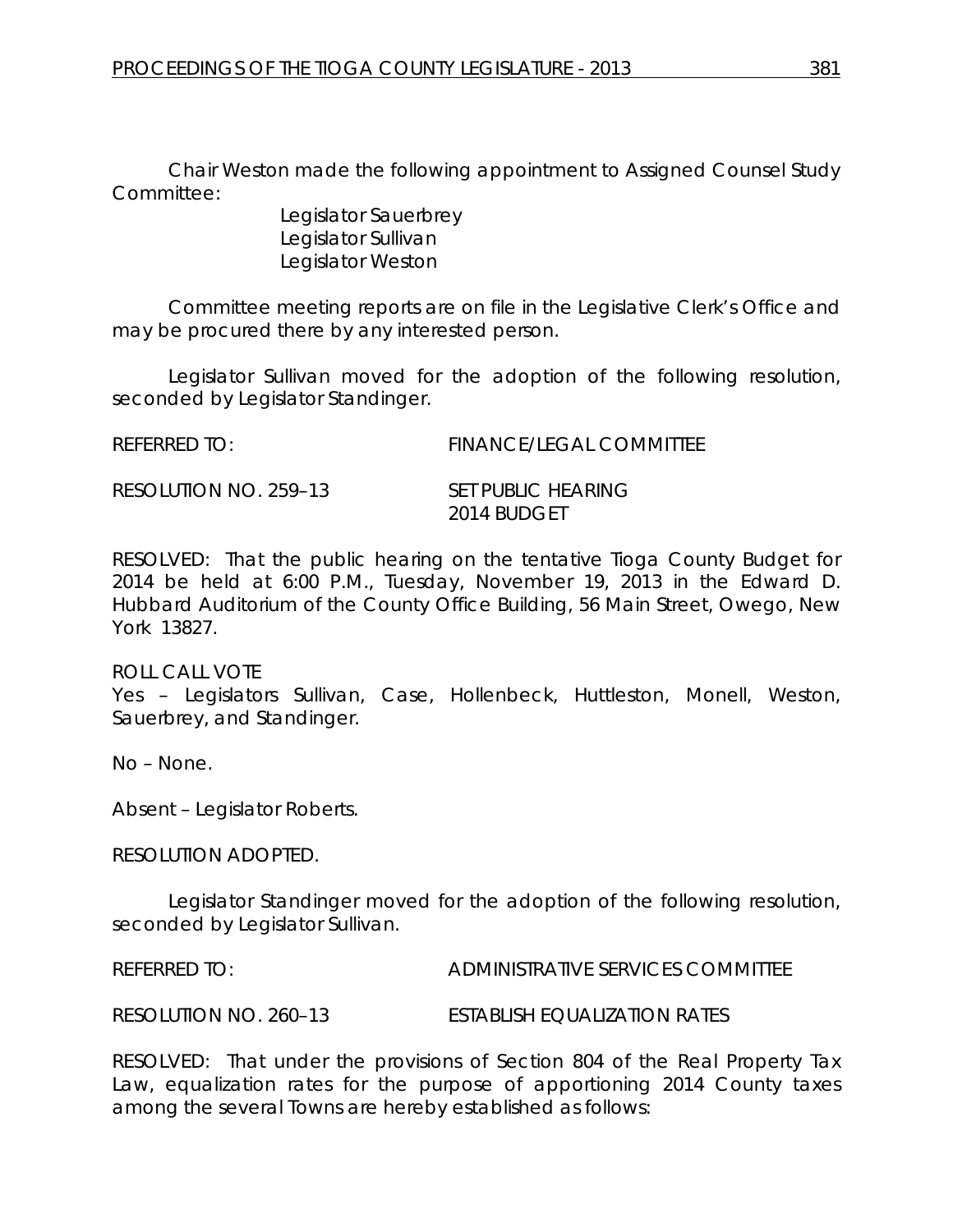Chair Weston made the following appointment to Assigned Counsel Study Committee:

Legislator Sauerbrey
Legislator Sullivan
Legislator Weston

Committee meeting reports are on file in the Legislative Clerk's Office and may be procured there by any interested person.

Legislator Sullivan moved for the adoption of the following resolution, seconded by Legislator Standinger.

REFERRED TO: FINANCE/LEGAL COMMITTEE

RESOLUTION NO. 259–13 SET PUBLIC HEARING 2014 BUDGET

RESOLVED: That the public hearing on the tentative Tioga County Budget for 2014 be held at 6:00 P.M., Tuesday, November 19, 2013 in the Edward D. Hubbard Auditorium of the County Office Building, 56 Main Street, Owego, New York 13827.

ROLL CALL VOTE
Yes – Legislators Sullivan, Case, Hollenbeck, Huttleston, Monell, Weston, Sauerbrey, and Standinger.

No – None.

Absent – Legislator Roberts.

RESOLUTION ADOPTED.

Legislator Standinger moved for the adoption of the following resolution, seconded by Legislator Sullivan.

REFERRED TO: ADMINISTRATIVE SERVICES COMMITTEE

RESOLUTION NO. 260–13 ESTABLISH EQUALIZATION RATES

RESOLVED: That under the provisions of Section 804 of the Real Property Tax Law, equalization rates for the purpose of apportioning 2014 County taxes among the several Towns are hereby established as follows: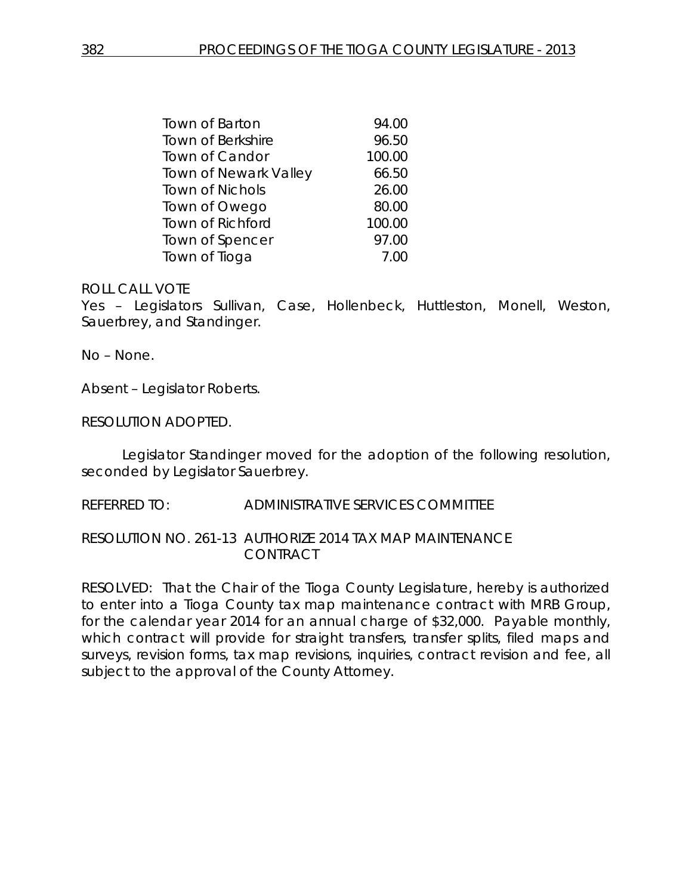| | |
|---|---|
| Town of Barton | 94.00 |
| Town of Berkshire | 96.50 |
| Town of Candor | 100.00 |
| Town of Newark Valley | 66.50 |
| Town of Nichols | 26.00 |
| Town of Owego | 80.00 |
| Town of Richford | 100.00 |
| Town of Spencer | 97.00 |
| Town of Tioga | 7.00 |

ROLL CALL VOTE

Yes – Legislators Sullivan, Case, Hollenbeck, Huttleston, Monell, Weston, Sauerbrey, and Standinger.

No – None.

Absent – Legislator Roberts.

RESOLUTION ADOPTED.

Legislator Standinger moved for the adoption of the following resolution, seconded by Legislator Sauerbrey.

REFERRED TO: ADMINISTRATIVE SERVICES COMMITTEE

RESOLUTION NO. 261-13 AUTHORIZE 2014 TAX MAP MAINTENANCE CONTRACT

RESOLVED: That the Chair of the Tioga County Legislature, hereby is authorized to enter into a Tioga County tax map maintenance contract with MRB Group, for the calendar year 2014 for an annual charge of $32,000. Payable monthly, which contract will provide for straight transfers, transfer splits, filed maps and surveys, revision forms, tax map revisions, inquiries, contract revision and fee, all subject to the approval of the County Attorney.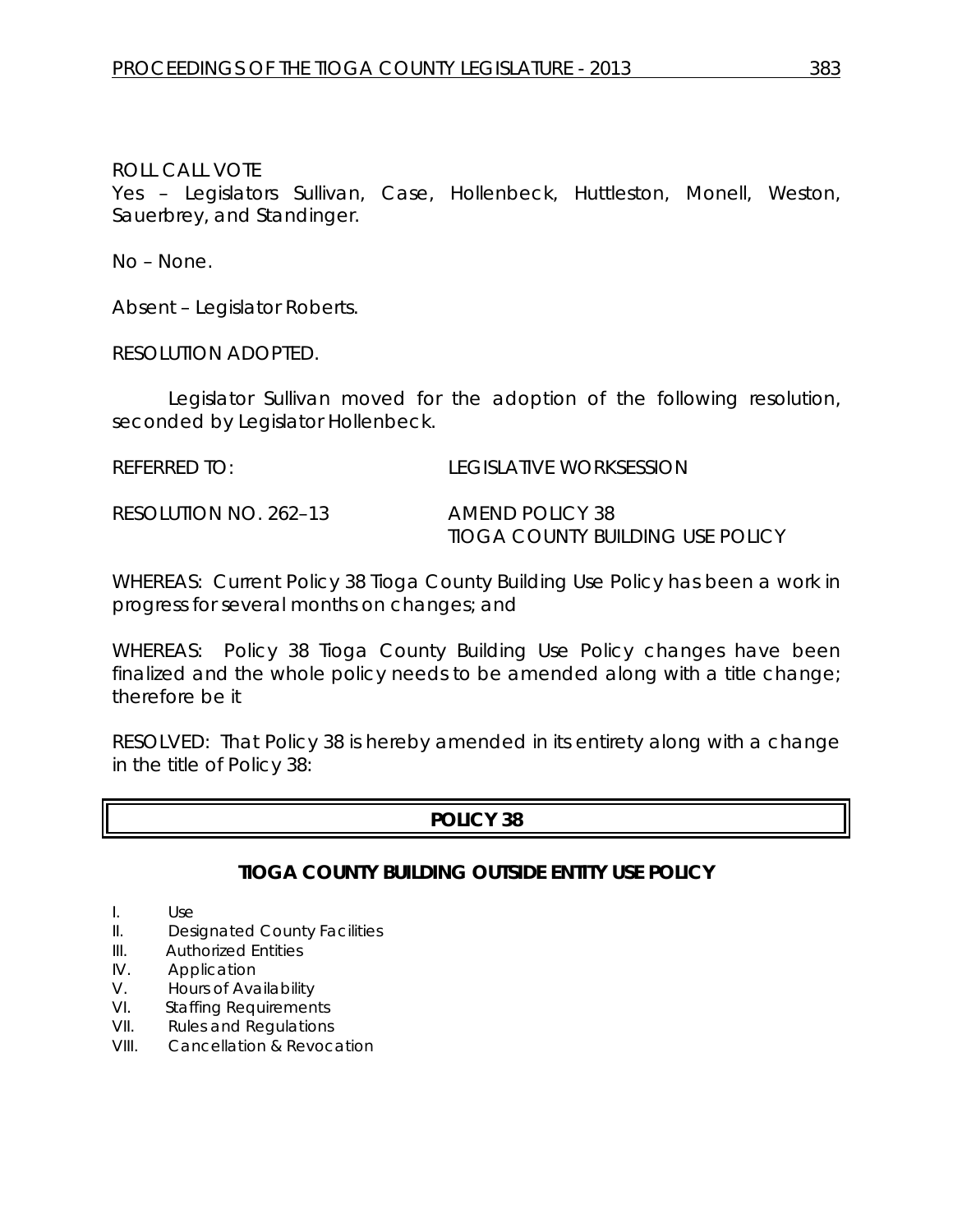ROLL CALL VOTE
Yes – Legislators Sullivan, Case, Hollenbeck, Huttleston, Monell, Weston, Sauerbrey, and Standinger.

No – None.

Absent – Legislator Roberts.

RESOLUTION ADOPTED.

Legislator Sullivan moved for the adoption of the following resolution, seconded by Legislator Hollenbeck.

REFERRED TO: LEGISLATIVE WORKSESSION

RESOLUTION NO. 262–13 AMEND POLICY 38 TIOGA COUNTY BUILDING USE POLICY

WHEREAS: Current Policy 38 Tioga County Building Use Policy has been a work in progress for several months on changes; and

WHEREAS: Policy 38 Tioga County Building Use Policy changes have been finalized and the whole policy needs to be amended along with a title change; therefore be it

RESOLVED: That Policy 38 is hereby amended in its entirety along with a change in the title of Policy 38:

## POLICY 38

### TIOGA COUNTY BUILDING OUTSIDE ENTITY USE POLICY

I. Use
II. Designated County Facilities
III. Authorized Entities
IV. Application
V. Hours of Availability
VI. Staffing Requirements
VII. Rules and Regulations
VIII. Cancellation & Revocation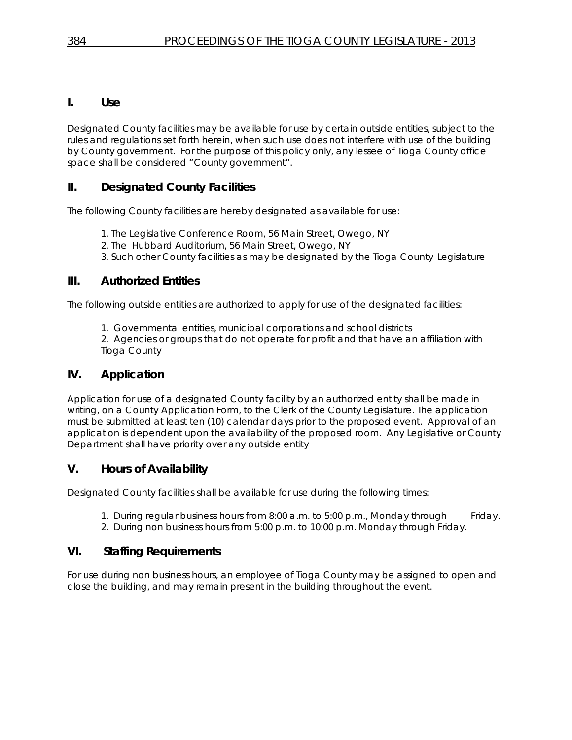## I. Use

Designated County facilities may be available for use by certain outside entities, subject to the rules and regulations set forth herein, when such use does not interfere with use of the building by County government. For the purpose of this policy only, any lessee of Tioga County office space shall be considered "County government".

## II. Designated County Facilities

The following County facilities are hereby designated as available for use:

1. The Legislative Conference Room, 56 Main Street, Owego, NY
2. The Hubbard Auditorium, 56 Main Street, Owego, NY
3. Such other County facilities as may be designated by the Tioga County Legislature

## III. Authorized Entities

The following outside entities are authorized to apply for use of the designated facilities:

1. Governmental entities, municipal corporations and school districts
2. Agencies or groups that do not operate for profit and that have an affiliation with Tioga County

## IV. Application

Application for use of a designated County facility by an authorized entity shall be made in writing, on a County Application Form, to the Clerk of the County Legislature. The application must be submitted at least ten (10) calendar days prior to the proposed event. Approval of an application is dependent upon the availability of the proposed room. Any Legislative or County Department shall have priority over any outside entity

## V. Hours of Availability

Designated County facilities shall be available for use during the following times:

1. During regular business hours from 8:00 a.m. to 5:00 p.m., Monday through Friday.
2. During non business hours from 5:00 p.m. to 10:00 p.m. Monday through Friday.

## VI. Staffing Requirements

For use during non business hours, an employee of Tioga County may be assigned to open and close the building, and may remain present in the building throughout the event.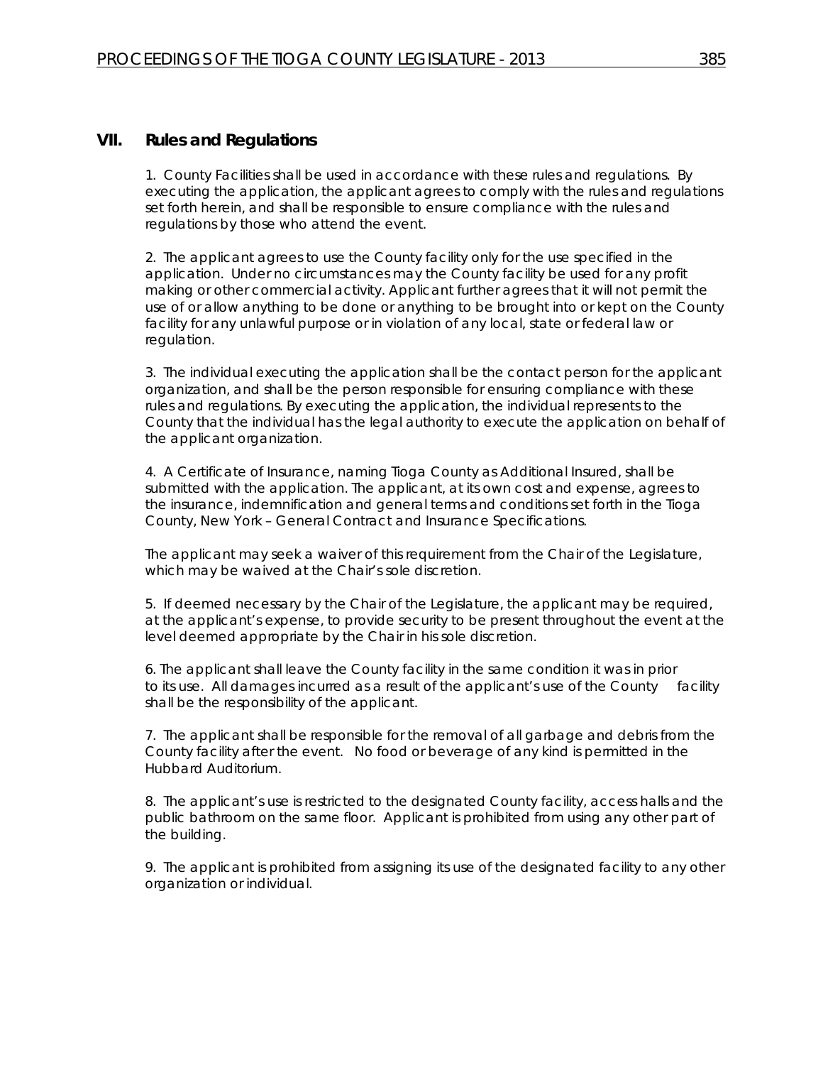## VII. Rules and Regulations

1. County Facilities shall be used in accordance with these rules and regulations. By executing the application, the applicant agrees to comply with the rules and regulations set forth herein, and shall be responsible to ensure compliance with the rules and regulations by those who attend the event.

2. The applicant agrees to use the County facility only for the use specified in the application. Under no circumstances may the County facility be used for any profit making or other commercial activity. Applicant further agrees that it will not permit the use of or allow anything to be done or anything to be brought into or kept on the County facility for any unlawful purpose or in violation of any local, state or federal law or regulation.

3. The individual executing the application shall be the contact person for the applicant organization, and shall be the person responsible for ensuring compliance with these rules and regulations. By executing the application, the individual represents to the County that the individual has the legal authority to execute the application on behalf of the applicant organization.

4. A Certificate of Insurance, naming Tioga County as Additional Insured, shall be submitted with the application. The applicant, at its own cost and expense, agrees to the insurance, indemnification and general terms and conditions set forth in the Tioga County, New York – General Contract and Insurance Specifications.

The applicant may seek a waiver of this requirement from the Chair of the Legislature, which may be waived at the Chair's sole discretion.

5. If deemed necessary by the Chair of the Legislature, the applicant may be required, at the applicant's expense, to provide security to be present throughout the event at the level deemed appropriate by the Chair in his sole discretion.

6. The applicant shall leave the County facility in the same condition it was in prior to its use. All damages incurred as a result of the applicant's use of the County facility shall be the responsibility of the applicant.

7. The applicant shall be responsible for the removal of all garbage and debris from the County facility after the event. No food or beverage of any kind is permitted in the Hubbard Auditorium.

8. The applicant's use is restricted to the designated County facility, access halls and the public bathroom on the same floor. Applicant is prohibited from using any other part of the building.

9. The applicant is prohibited from assigning its use of the designated facility to any other organization or individual.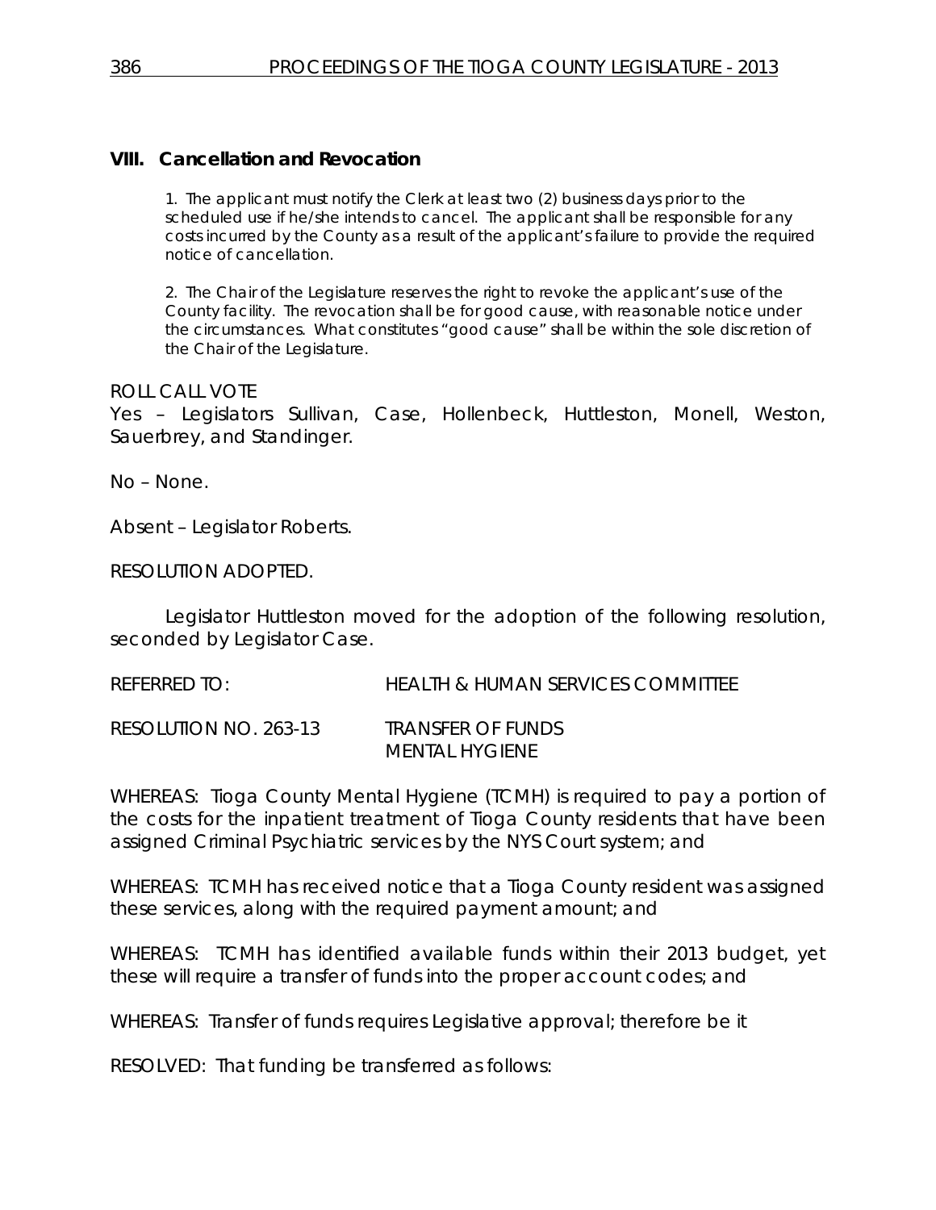## VIII. Cancellation and Revocation

1. The applicant must notify the Clerk at least two (2) business days prior to the scheduled use if he/she intends to cancel. The applicant shall be responsible for any costs incurred by the County as a result of the applicant's failure to provide the required notice of cancellation.

2. The Chair of the Legislature reserves the right to revoke the applicant's use of the County facility. The revocation shall be for good cause, with reasonable notice under the circumstances. What constitutes "good cause" shall be within the sole discretion of the Chair of the Legislature.

ROLL CALL VOTE
Yes – Legislators Sullivan, Case, Hollenbeck, Huttleston, Monell, Weston, Sauerbrey, and Standinger.

No – None.

Absent – Legislator Roberts.

RESOLUTION ADOPTED.

Legislator Huttleston moved for the adoption of the following resolution, seconded by Legislator Case.

REFERRED TO: HEALTH & HUMAN SERVICES COMMITTEE

RESOLUTION NO. 263-13 TRANSFER OF FUNDS
MENTAL HYGIENE

WHEREAS: Tioga County Mental Hygiene (TCMH) is required to pay a portion of the costs for the inpatient treatment of Tioga County residents that have been assigned Criminal Psychiatric services by the NYS Court system; and

WHEREAS: TCMH has received notice that a Tioga County resident was assigned these services, along with the required payment amount; and

WHEREAS: TCMH has identified available funds within their 2013 budget, yet these will require a transfer of funds into the proper account codes; and

WHEREAS: Transfer of funds requires Legislative approval; therefore be it

RESOLVED: That funding be transferred as follows: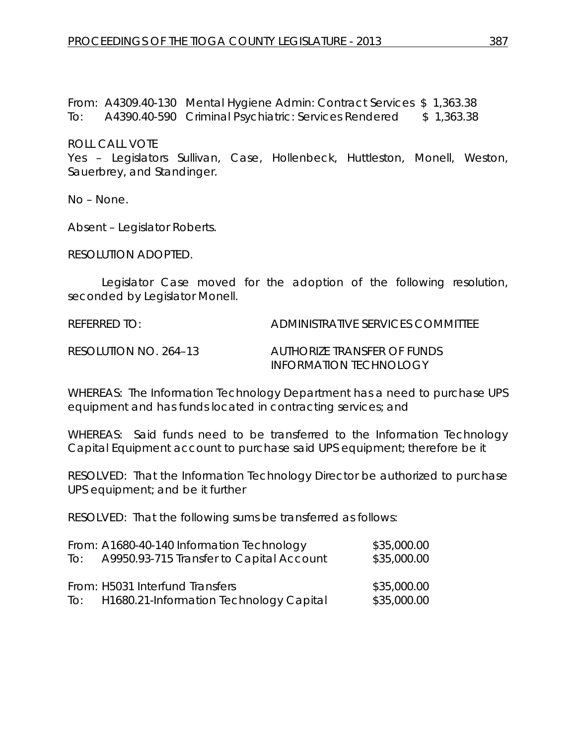From: A4309.40-130 Mental Hygiene Admin: Contract Services $ 1,363.38
To: A4390.40-590 Criminal Psychiatric: Services Rendered $ 1,363.38

ROLL CALL VOTE
Yes – Legislators Sullivan, Case, Hollenbeck, Huttleston, Monell, Weston, Sauerbrey, and Standinger.

No – None.

Absent – Legislator Roberts.

RESOLUTION ADOPTED.

Legislator Case moved for the adoption of the following resolution, seconded by Legislator Monell.

REFERRED TO: ADMINISTRATIVE SERVICES COMMITTEE

RESOLUTION NO. 264–13 AUTHORIZE TRANSFER OF FUNDS INFORMATION TECHNOLOGY

WHEREAS: The Information Technology Department has a need to purchase UPS equipment and has funds located in contracting services; and

WHEREAS: Said funds need to be transferred to the Information Technology Capital Equipment account to purchase said UPS equipment; therefore be it

RESOLVED: That the Information Technology Director be authorized to purchase UPS equipment; and be it further

RESOLVED: That the following sums be transferred as follows:

From: A1680-40-140 Information Technology $35,000.00
To: A9950.93-715 Transfer to Capital Account $35,000.00

From: H5031 Interfund Transfers $35,000.00
To: H1680.21-Information Technology Capital $35,000.00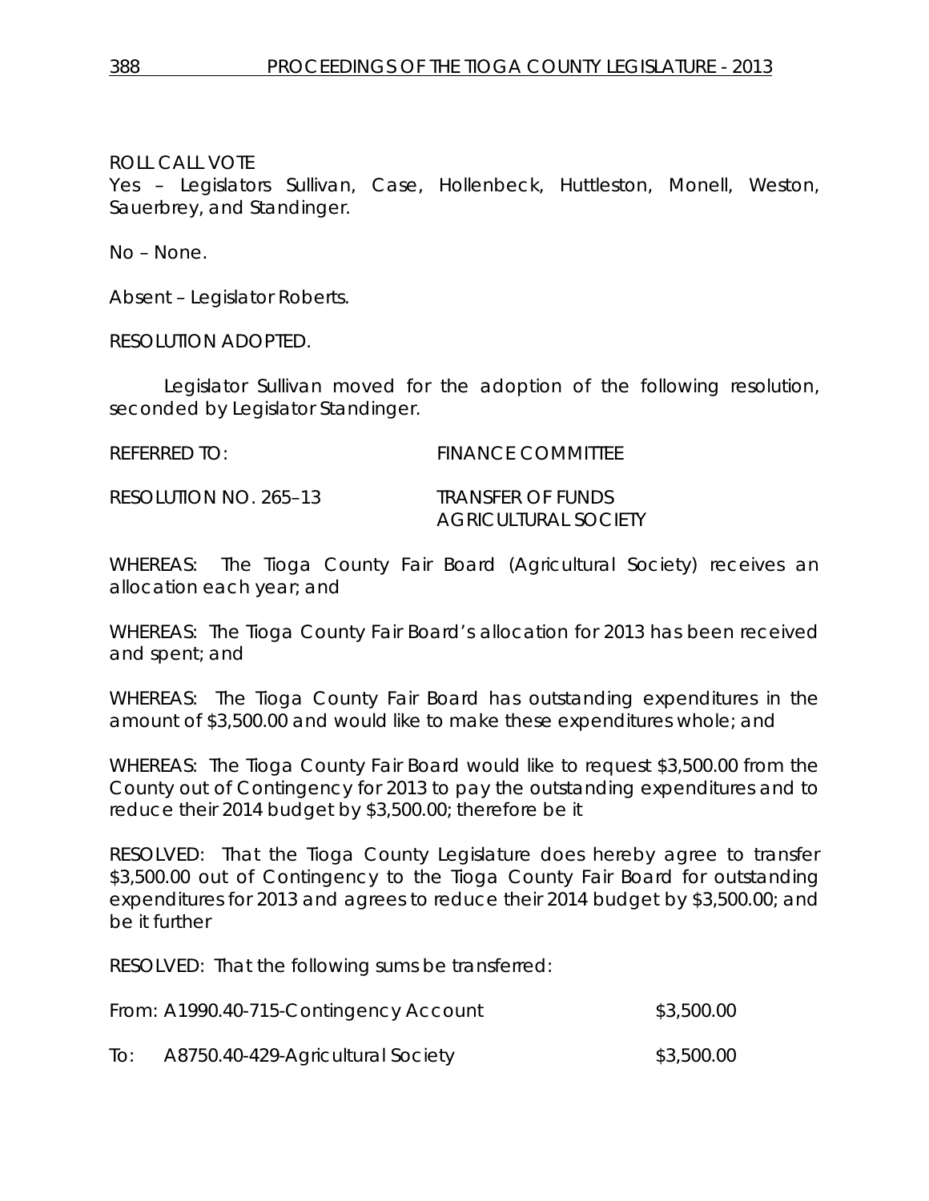ROLL CALL VOTE
Yes – Legislators Sullivan, Case, Hollenbeck, Huttleston, Monell, Weston, Sauerbrey, and Standinger.

No – None.

Absent – Legislator Roberts.

RESOLUTION ADOPTED.

Legislator Sullivan moved for the adoption of the following resolution, seconded by Legislator Standinger.

REFERRED TO: FINANCE COMMITTEE

RESOLUTION NO. 265–13 TRANSFER OF FUNDS AGRICULTURAL SOCIETY

WHEREAS: The Tioga County Fair Board (Agricultural Society) receives an allocation each year; and

WHEREAS: The Tioga County Fair Board's allocation for 2013 has been received and spent; and

WHEREAS: The Tioga County Fair Board has outstanding expenditures in the amount of $3,500.00 and would like to make these expenditures whole; and

WHEREAS: The Tioga County Fair Board would like to request $3,500.00 from the County out of Contingency for 2013 to pay the outstanding expenditures and to reduce their 2014 budget by $3,500.00; therefore be it

RESOLVED: That the Tioga County Legislature does hereby agree to transfer $3,500.00 out of Contingency to the Tioga County Fair Board for outstanding expenditures for 2013 and agrees to reduce their 2014 budget by $3,500.00; and be it further

RESOLVED: That the following sums be transferred:

From: A1990.40-715-Contingency Account $3,500.00

To: A8750.40-429-Agricultural Society $3,500.00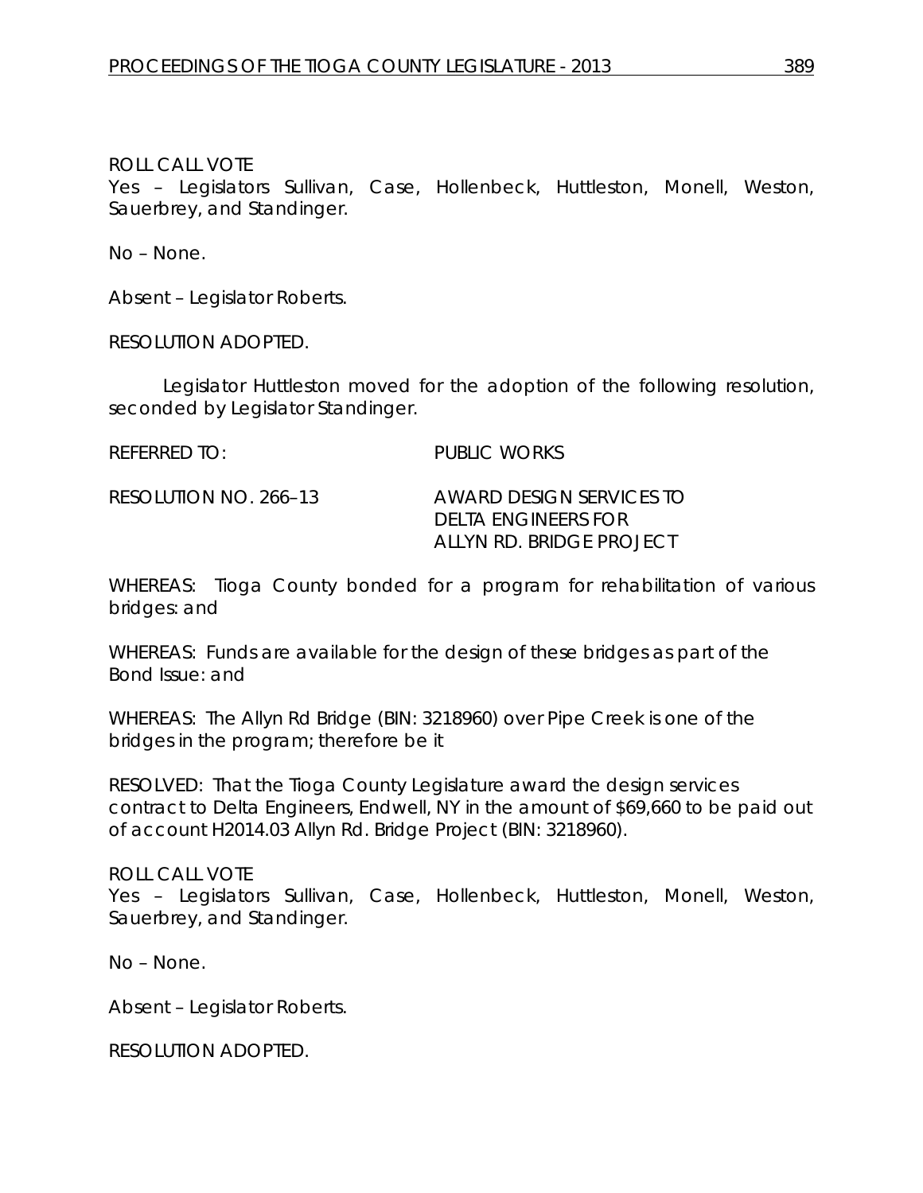ROLL CALL VOTE
Yes – Legislators Sullivan, Case, Hollenbeck, Huttleston, Monell, Weston, Sauerbrey, and Standinger.

No – None.

Absent – Legislator Roberts.

RESOLUTION ADOPTED.

Legislator Huttleston moved for the adoption of the following resolution, seconded by Legislator Standinger.

REFERRED TO: PUBLIC WORKS

RESOLUTION NO. 266–13 AWARD DESIGN SERVICES TO DELTA ENGINEERS FOR ALLYN RD. BRIDGE PROJECT

WHEREAS: Tioga County bonded for a program for rehabilitation of various bridges: and

WHEREAS: Funds are available for the design of these bridges as part of the Bond Issue: and

WHEREAS: The Allyn Rd Bridge (BIN: 3218960) over Pipe Creek is one of the bridges in the program; therefore be it

RESOLVED: That the Tioga County Legislature award the design services contract to Delta Engineers, Endwell, NY in the amount of $69,660 to be paid out of account H2014.03 Allyn Rd. Bridge Project (BIN: 3218960).

ROLL CALL VOTE
Yes – Legislators Sullivan, Case, Hollenbeck, Huttleston, Monell, Weston, Sauerbrey, and Standinger.

No – None.

Absent – Legislator Roberts.

RESOLUTION ADOPTED.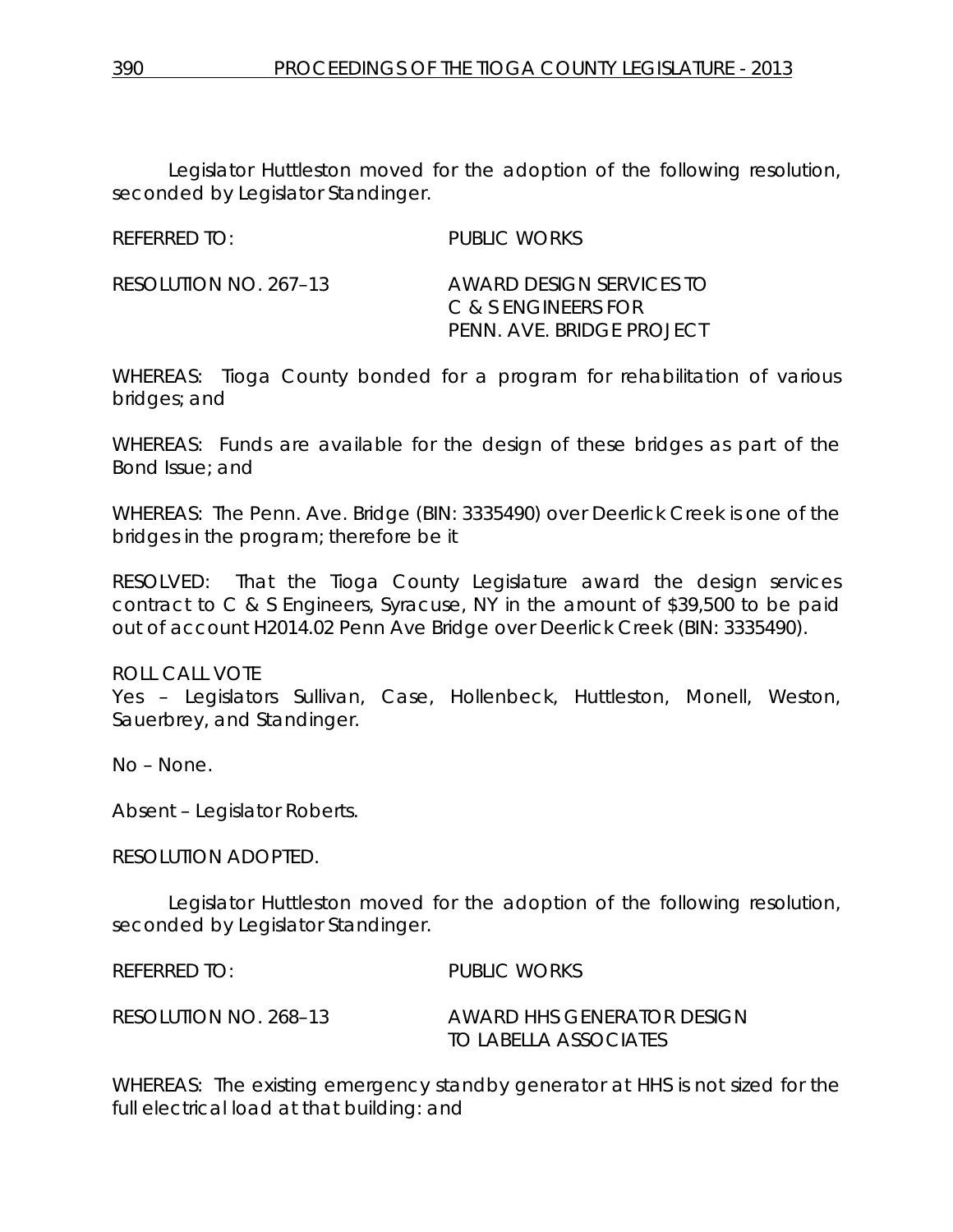Legislator Huttleston moved for the adoption of the following resolution, seconded by Legislator Standinger.

REFERRED TO: PUBLIC WORKS

RESOLUTION NO. 267–13 AWARD DESIGN SERVICES TO C & S ENGINEERS FOR PENN. AVE. BRIDGE PROJECT

WHEREAS: Tioga County bonded for a program for rehabilitation of various bridges; and

WHEREAS: Funds are available for the design of these bridges as part of the Bond Issue; and

WHEREAS: The Penn. Ave. Bridge (BIN: 3335490) over Deerlick Creek is one of the bridges in the program; therefore be it

RESOLVED: That the Tioga County Legislature award the design services contract to C & S Engineers, Syracuse, NY in the amount of $39,500 to be paid out of account H2014.02 Penn Ave Bridge over Deerlick Creek (BIN: 3335490).

ROLL CALL VOTE
Yes – Legislators Sullivan, Case, Hollenbeck, Huttleston, Monell, Weston, Sauerbrey, and Standinger.

No – None.

Absent – Legislator Roberts.

RESOLUTION ADOPTED.

Legislator Huttleston moved for the adoption of the following resolution, seconded by Legislator Standinger.

REFERRED TO: PUBLIC WORKS

RESOLUTION NO. 268–13 AWARD HHS GENERATOR DESIGN TO LABELLA ASSOCIATES

WHEREAS: The existing emergency standby generator at HHS is not sized for the full electrical load at that building: and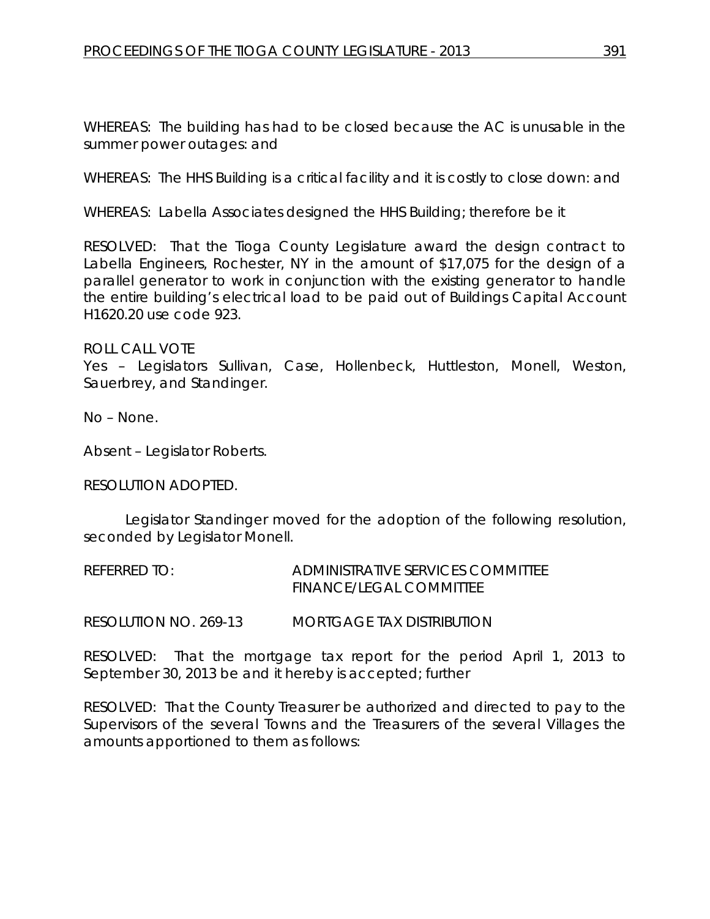WHEREAS: The building has had to be closed because the AC is unusable in the summer power outages: and

WHEREAS: The HHS Building is a critical facility and it is costly to close down: and

WHEREAS: Labella Associates designed the HHS Building; therefore be it

RESOLVED: That the Tioga County Legislature award the design contract to Labella Engineers, Rochester, NY in the amount of $17,075 for the design of a parallel generator to work in conjunction with the existing generator to handle the entire building's electrical load to be paid out of Buildings Capital Account H1620.20 use code 923.

ROLL CALL VOTE
Yes – Legislators Sullivan, Case, Hollenbeck, Huttleston, Monell, Weston, Sauerbrey, and Standinger.

No – None.

Absent – Legislator Roberts.

RESOLUTION ADOPTED.

Legislator Standinger moved for the adoption of the following resolution, seconded by Legislator Monell.

REFERRED TO: ADMINISTRATIVE SERVICES COMMITTEE
FINANCE/LEGAL COMMITTEE

RESOLUTION NO. 269-13 MORTGAGE TAX DISTRIBUTION

RESOLVED: That the mortgage tax report for the period April 1, 2013 to September 30, 2013 be and it hereby is accepted; further

RESOLVED: That the County Treasurer be authorized and directed to pay to the Supervisors of the several Towns and the Treasurers of the several Villages the amounts apportioned to them as follows: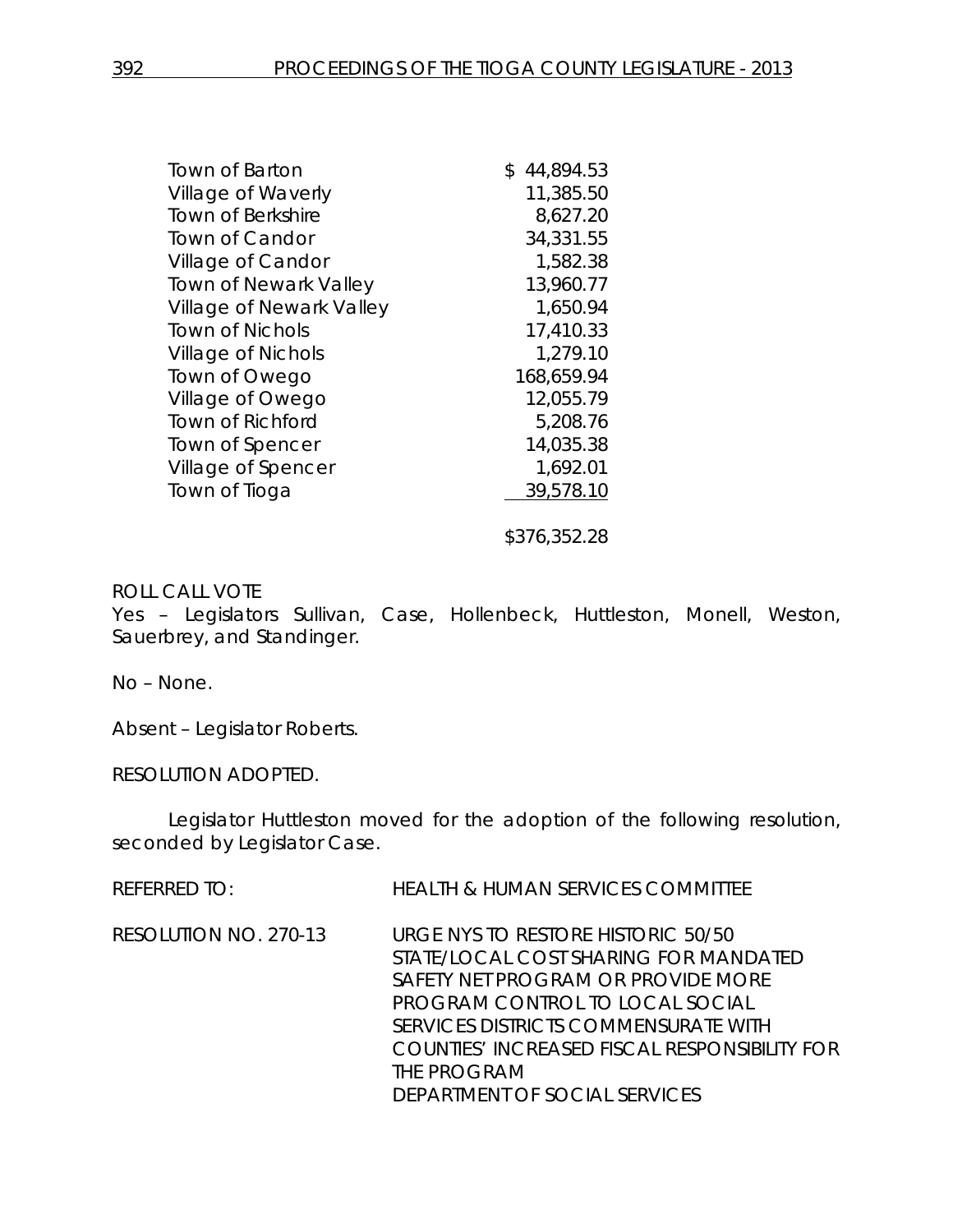| | |
|---|---|
| Town of Barton | $ 44,894.53 |
| Village of Waverly | 11,385.50 |
| Town of Berkshire | 8,627.20 |
| Town of Candor | 34,331.55 |
| Village of Candor | 1,582.38 |
| Town of Newark Valley | 13,960.77 |
| Village of Newark Valley | 1,650.94 |
| Town of Nichols | 17,410.33 |
| Village of Nichols | 1,279.10 |
| Town of Owego | 168,659.94 |
| Village of Owego | 12,055.79 |
| Town of Richford | 5,208.76 |
| Town of Spencer | 14,035.38 |
| Village of Spencer | 1,692.01 |
| Town of Tioga | 39,578.10 |
| | $376,352.28 |

ROLL CALL VOTE
Yes – Legislators Sullivan, Case, Hollenbeck, Huttleston, Monell, Weston, Sauerbrey, and Standinger.

No – None.

Absent – Legislator Roberts.

RESOLUTION ADOPTED.

Legislator Huttleston moved for the adoption of the following resolution, seconded by Legislator Case.

REFERRED TO: HEALTH & HUMAN SERVICES COMMITTEE

RESOLUTION NO. 270-13 URGE NYS TO RESTORE HISTORIC 50/50 STATE/LOCAL COST SHARING FOR MANDATED SAFETY NET PROGRAM OR PROVIDE MORE PROGRAM CONTROL TO LOCAL SOCIAL SERVICES DISTRICTS COMMENSURATE WITH COUNTIES' INCREASED FISCAL RESPONSIBILITY FOR THE PROGRAM
DEPARTMENT OF SOCIAL SERVICES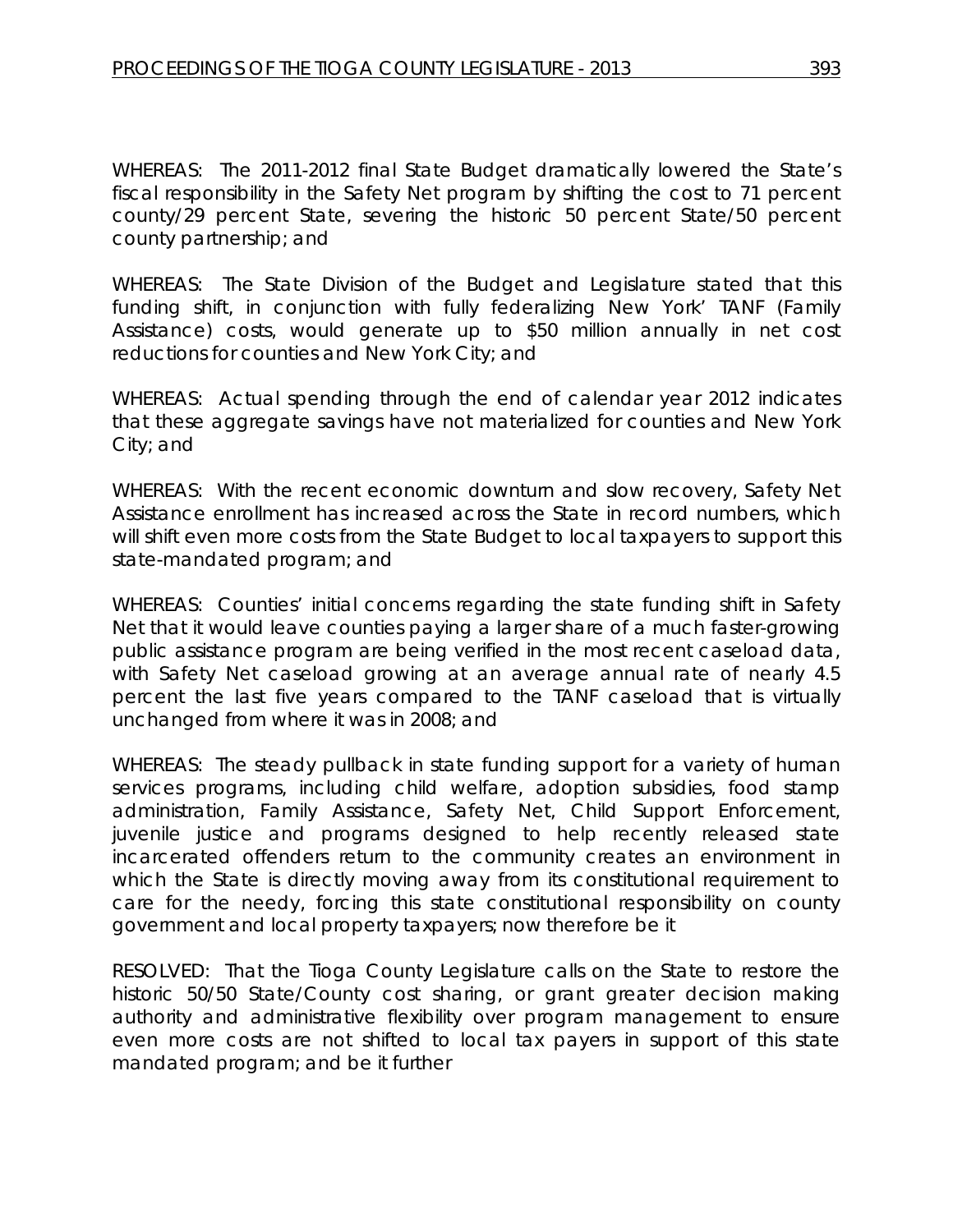WHEREAS: The 2011-2012 final State Budget dramatically lowered the State's fiscal responsibility in the Safety Net program by shifting the cost to 71 percent county/29 percent State, severing the historic 50 percent State/50 percent county partnership; and

WHEREAS: The State Division of the Budget and Legislature stated that this funding shift, in conjunction with fully federalizing New York' TANF (Family Assistance) costs, would generate up to $50 million annually in net cost reductions for counties and New York City; and

WHEREAS: Actual spending through the end of calendar year 2012 indicates that these aggregate savings have not materialized for counties and New York City; and

WHEREAS: With the recent economic downturn and slow recovery, Safety Net Assistance enrollment has increased across the State in record numbers, which will shift even more costs from the State Budget to local taxpayers to support this state-mandated program; and

WHEREAS: Counties' initial concerns regarding the state funding shift in Safety Net that it would leave counties paying a larger share of a much faster-growing public assistance program are being verified in the most recent caseload data, with Safety Net caseload growing at an average annual rate of nearly 4.5 percent the last five years compared to the TANF caseload that is virtually unchanged from where it was in 2008; and

WHEREAS: The steady pullback in state funding support for a variety of human services programs, including child welfare, adoption subsidies, food stamp administration, Family Assistance, Safety Net, Child Support Enforcement, juvenile justice and programs designed to help recently released state incarcerated offenders return to the community creates an environment in which the State is directly moving away from its constitutional requirement to care for the needy, forcing this state constitutional responsibility on county government and local property taxpayers; now therefore be it

RESOLVED: That the Tioga County Legislature calls on the State to restore the historic 50/50 State/County cost sharing, or grant greater decision making authority and administrative flexibility over program management to ensure even more costs are not shifted to local tax payers in support of this state mandated program; and be it further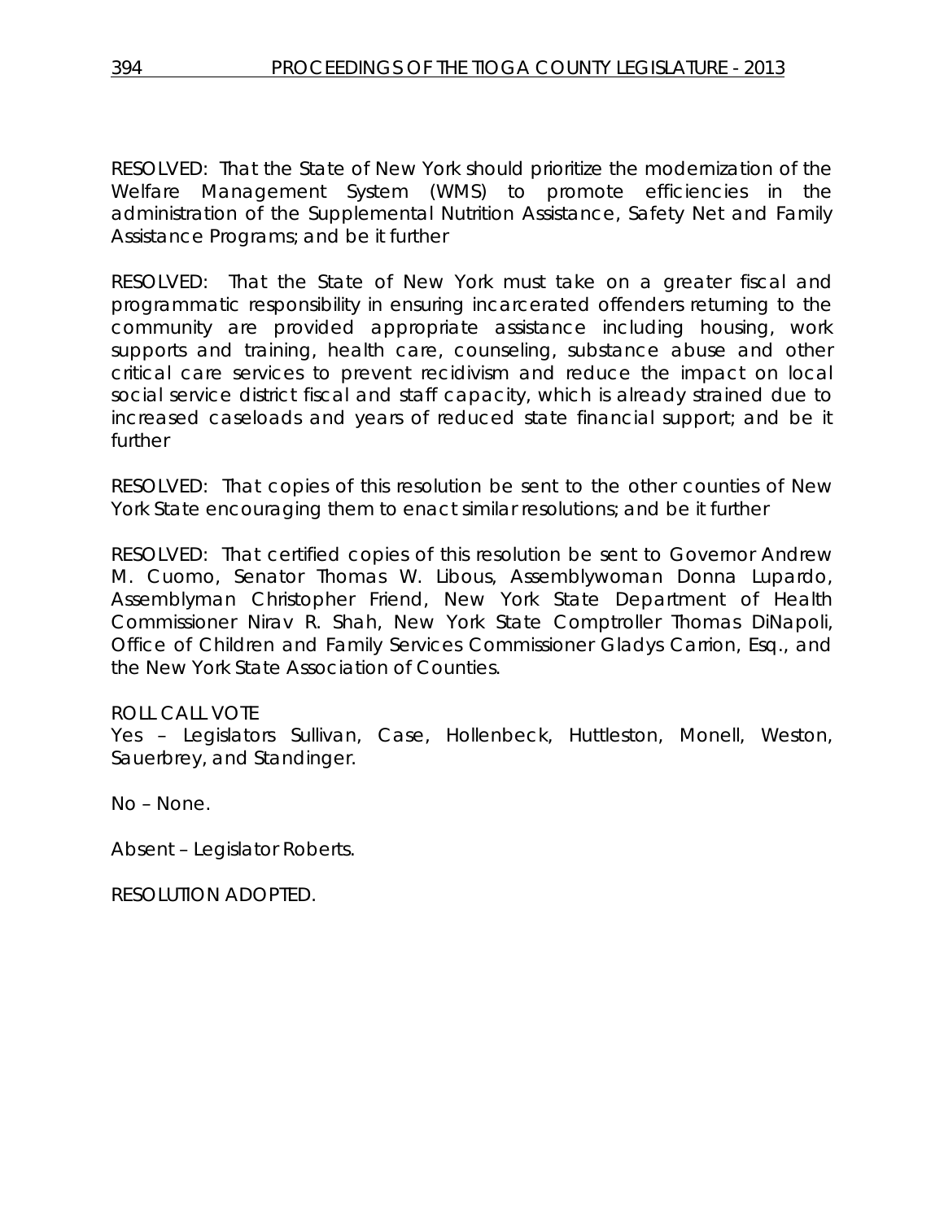RESOLVED: That the State of New York should prioritize the modernization of the Welfare Management System (WMS) to promote efficiencies in the administration of the Supplemental Nutrition Assistance, Safety Net and Family Assistance Programs; and be it further

RESOLVED: That the State of New York must take on a greater fiscal and programmatic responsibility in ensuring incarcerated offenders returning to the community are provided appropriate assistance including housing, work supports and training, health care, counseling, substance abuse and other critical care services to prevent recidivism and reduce the impact on local social service district fiscal and staff capacity, which is already strained due to increased caseloads and years of reduced state financial support; and be it further

RESOLVED: That copies of this resolution be sent to the other counties of New York State encouraging them to enact similar resolutions; and be it further

RESOLVED: That certified copies of this resolution be sent to Governor Andrew M. Cuomo, Senator Thomas W. Libous, Assemblywoman Donna Lupardo, Assemblyman Christopher Friend, New York State Department of Health Commissioner Nirav R. Shah, New York State Comptroller Thomas DiNapoli, Office of Children and Family Services Commissioner Gladys Carrion, Esq., and the New York State Association of Counties.

ROLL CALL VOTE
Yes – Legislators Sullivan, Case, Hollenbeck, Huttleston, Monell, Weston, Sauerbrey, and Standinger.

No – None.

Absent – Legislator Roberts.

RESOLUTION ADOPTED.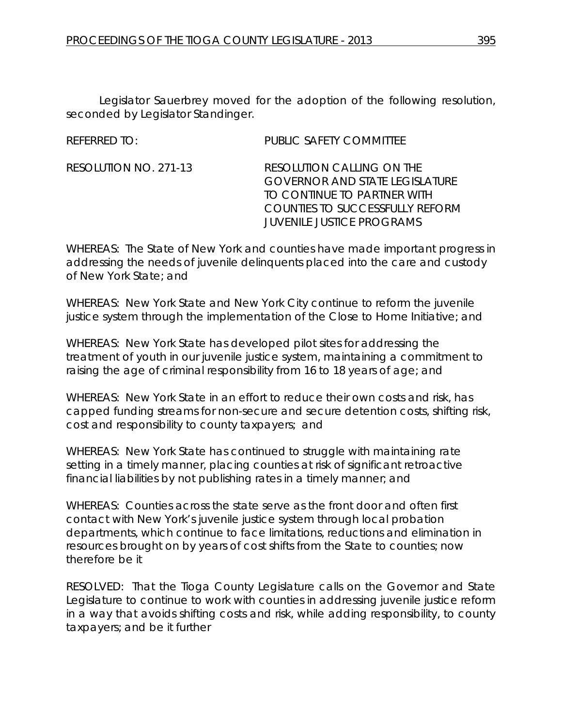Legislator Sauerbrey moved for the adoption of the following resolution, seconded by Legislator Standinger.

REFERRED TO: PUBLIC SAFETY COMMITTEE

RESOLUTION NO. 271-13 RESOLUTION CALLING ON THE GOVERNOR AND STATE LEGISLATURE TO CONTINUE TO PARTNER WITH COUNTIES TO SUCCESSFULLY REFORM JUVENILE JUSTICE PROGRAMS

WHEREAS: The State of New York and counties have made important progress in addressing the needs of juvenile delinquents placed into the care and custody of New York State; and

WHEREAS: New York State and New York City continue to reform the juvenile justice system through the implementation of the Close to Home Initiative; and

WHEREAS: New York State has developed pilot sites for addressing the treatment of youth in our juvenile justice system, maintaining a commitment to raising the age of criminal responsibility from 16 to 18 years of age; and

WHEREAS: New York State in an effort to reduce their own costs and risk, has capped funding streams for non-secure and secure detention costs, shifting risk, cost and responsibility to county taxpayers; and

WHEREAS: New York State has continued to struggle with maintaining rate setting in a timely manner, placing counties at risk of significant retroactive financial liabilities by not publishing rates in a timely manner; and

WHEREAS: Counties across the state serve as the front door and often first contact with New York's juvenile justice system through local probation departments, which continue to face limitations, reductions and elimination in resources brought on by years of cost shifts from the State to counties; now therefore be it

RESOLVED: That the Tioga County Legislature calls on the Governor and State Legislature to continue to work with counties in addressing juvenile justice reform in a way that avoids shifting costs and risk, while adding responsibility, to county taxpayers; and be it further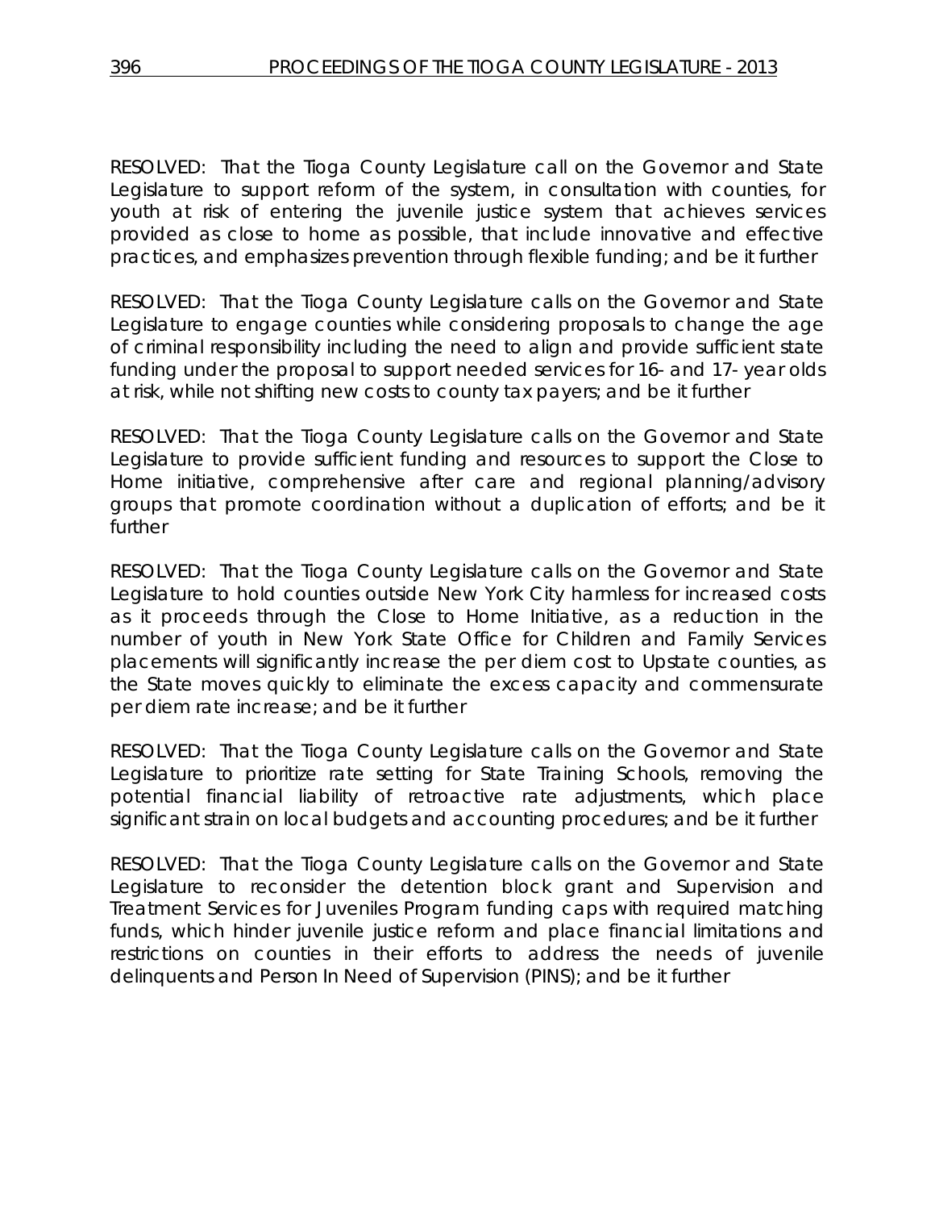RESOLVED: That the Tioga County Legislature call on the Governor and State Legislature to support reform of the system, in consultation with counties, for youth at risk of entering the juvenile justice system that achieves services provided as close to home as possible, that include innovative and effective practices, and emphasizes prevention through flexible funding; and be it further

RESOLVED: That the Tioga County Legislature calls on the Governor and State Legislature to engage counties while considering proposals to change the age of criminal responsibility including the need to align and provide sufficient state funding under the proposal to support needed services for 16- and 17- year olds at risk, while not shifting new costs to county tax payers; and be it further

RESOLVED: That the Tioga County Legislature calls on the Governor and State Legislature to provide sufficient funding and resources to support the Close to Home initiative, comprehensive after care and regional planning/advisory groups that promote coordination without a duplication of efforts; and be it further

RESOLVED: That the Tioga County Legislature calls on the Governor and State Legislature to hold counties outside New York City harmless for increased costs as it proceeds through the Close to Home Initiative, as a reduction in the number of youth in New York State Office for Children and Family Services placements will significantly increase the per diem cost to Upstate counties, as the State moves quickly to eliminate the excess capacity and commensurate per diem rate increase; and be it further

RESOLVED: That the Tioga County Legislature calls on the Governor and State Legislature to prioritize rate setting for State Training Schools, removing the potential financial liability of retroactive rate adjustments, which place significant strain on local budgets and accounting procedures; and be it further

RESOLVED: That the Tioga County Legislature calls on the Governor and State Legislature to reconsider the detention block grant and Supervision and Treatment Services for Juveniles Program funding caps with required matching funds, which hinder juvenile justice reform and place financial limitations and restrictions on counties in their efforts to address the needs of juvenile delinquents and Person In Need of Supervision (PINS); and be it further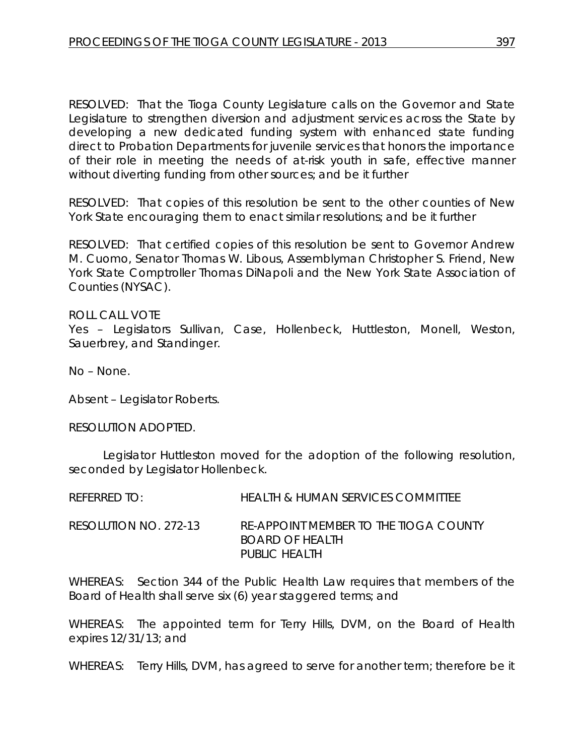RESOLVED: That the Tioga County Legislature calls on the Governor and State Legislature to strengthen diversion and adjustment services across the State by developing a new dedicated funding system with enhanced state funding direct to Probation Departments for juvenile services that honors the importance of their role in meeting the needs of at-risk youth in safe, effective manner without diverting funding from other sources; and be it further

RESOLVED: That copies of this resolution be sent to the other counties of New York State encouraging them to enact similar resolutions; and be it further

RESOLVED: That certified copies of this resolution be sent to Governor Andrew M. Cuomo, Senator Thomas W. Libous, Assemblyman Christopher S. Friend, New York State Comptroller Thomas DiNapoli and the New York State Association of Counties (NYSAC).

ROLL CALL VOTE
Yes – Legislators Sullivan, Case, Hollenbeck, Huttleston, Monell, Weston, Sauerbrey, and Standinger.

No – None.

Absent – Legislator Roberts.

RESOLUTION ADOPTED.

Legislator Huttleston moved for the adoption of the following resolution, seconded by Legislator Hollenbeck.

REFERRED TO: HEALTH & HUMAN SERVICES COMMITTEE

RESOLUTION NO. 272-13 RE-APPOINT MEMBER TO THE TIOGA COUNTY BOARD OF HEALTH
PUBLIC HEALTH

WHEREAS: Section 344 of the Public Health Law requires that members of the Board of Health shall serve six (6) year staggered terms; and

WHEREAS: The appointed term for Terry Hills, DVM, on the Board of Health expires 12/31/13; and

WHEREAS: Terry Hills, DVM, has agreed to serve for another term; therefore be it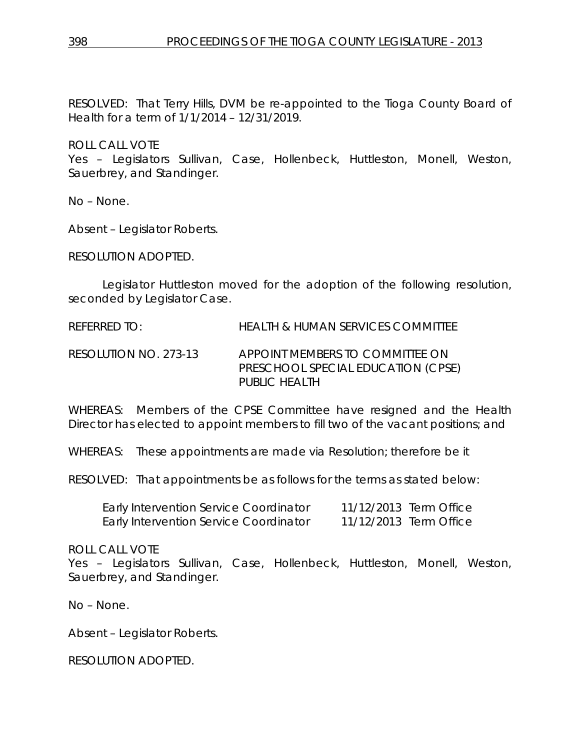RESOLVED: That Terry Hills, DVM be re-appointed to the Tioga County Board of Health for a term of 1/1/2014 – 12/31/2019.

ROLL CALL VOTE
Yes – Legislators Sullivan, Case, Hollenbeck, Huttleston, Monell, Weston, Sauerbrey, and Standinger.

No – None.

Absent – Legislator Roberts.

RESOLUTION ADOPTED.

Legislator Huttleston moved for the adoption of the following resolution, seconded by Legislator Case.

REFERRED TO: HEALTH & HUMAN SERVICES COMMITTEE

RESOLUTION NO. 273-13 APPOINT MEMBERS TO COMMITTEE ON PRESCHOOL SPECIAL EDUCATION (CPSE) PUBLIC HEALTH

WHEREAS: Members of the CPSE Committee have resigned and the Health Director has elected to appoint members to fill two of the vacant positions; and

WHEREAS: These appointments are made via Resolution; therefore be it

RESOLVED: That appointments be as follows for the terms as stated below:

| | |
|---|---|
| Early Intervention Service Coordinator | 11/12/2013 Term Office |
| Early Intervention Service Coordinator | 11/12/2013 Term Office |

ROLL CALL VOTE
Yes – Legislators Sullivan, Case, Hollenbeck, Huttleston, Monell, Weston, Sauerbrey, and Standinger.

No – None.

Absent – Legislator Roberts.

RESOLUTION ADOPTED.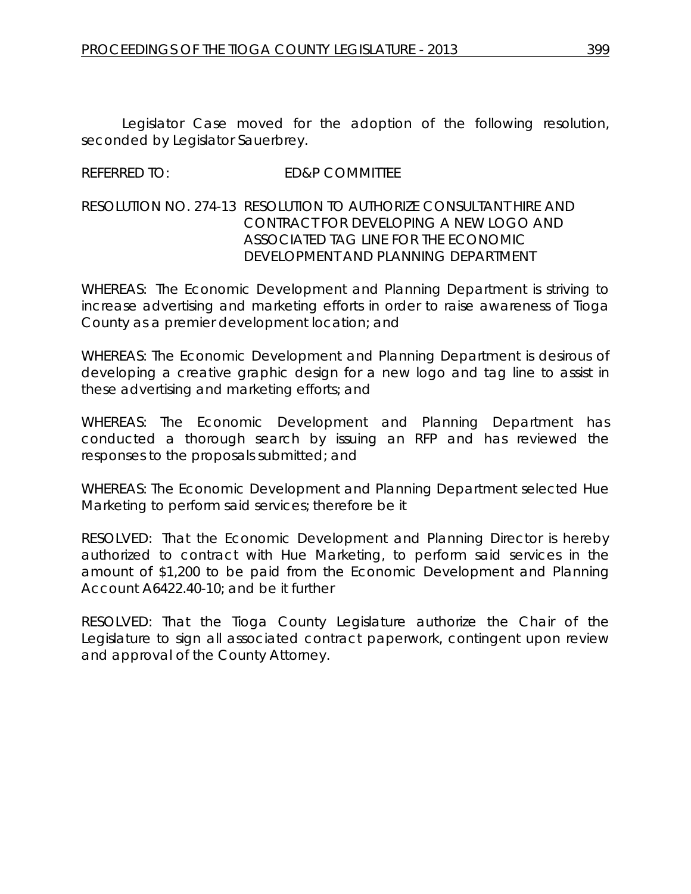Legislator Case moved for the adoption of the following resolution, seconded by Legislator Sauerbrey.

REFERRED TO: ED&P COMMITTEE

RESOLUTION NO. 274-13 RESOLUTION TO AUTHORIZE CONSULTANT HIRE AND CONTRACT FOR DEVELOPING A NEW LOGO AND ASSOCIATED TAG LINE FOR THE ECONOMIC DEVELOPMENT AND PLANNING DEPARTMENT

WHEREAS: The Economic Development and Planning Department is striving to increase advertising and marketing efforts in order to raise awareness of Tioga County as a premier development location; and

WHEREAS: The Economic Development and Planning Department is desirous of developing a creative graphic design for a new logo and tag line to assist in these advertising and marketing efforts; and

WHEREAS: The Economic Development and Planning Department has conducted a thorough search by issuing an RFP and has reviewed the responses to the proposals submitted; and

WHEREAS: The Economic Development and Planning Department selected Hue Marketing to perform said services; therefore be it

RESOLVED: That the Economic Development and Planning Director is hereby authorized to contract with Hue Marketing, to perform said services in the amount of $1,200 to be paid from the Economic Development and Planning Account A6422.40-10; and be it further

RESOLVED: That the Tioga County Legislature authorize the Chair of the Legislature to sign all associated contract paperwork, contingent upon review and approval of the County Attorney.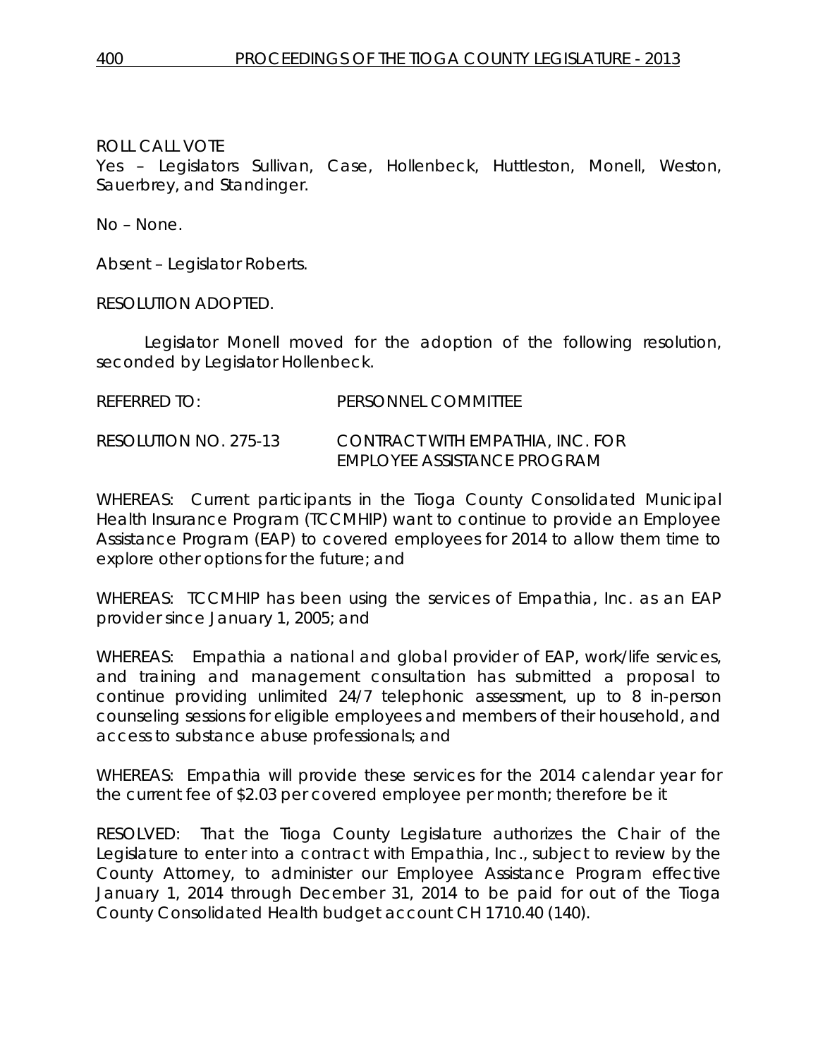ROLL CALL VOTE
Yes – Legislators Sullivan, Case, Hollenbeck, Huttleston, Monell, Weston, Sauerbrey, and Standinger.

No – None.

Absent – Legislator Roberts.

RESOLUTION ADOPTED.

Legislator Monell moved for the adoption of the following resolution, seconded by Legislator Hollenbeck.

REFERRED TO: PERSONNEL COMMITTEE

RESOLUTION NO. 275-13 CONTRACT WITH EMPATHIA, INC. FOR EMPLOYEE ASSISTANCE PROGRAM

WHEREAS: Current participants in the Tioga County Consolidated Municipal Health Insurance Program (TCCMHIP) want to continue to provide an Employee Assistance Program (EAP) to covered employees for 2014 to allow them time to explore other options for the future; and

WHEREAS: TCCMHIP has been using the services of Empathia, Inc. as an EAP provider since January 1, 2005; and

WHEREAS: Empathia a national and global provider of EAP, work/life services, and training and management consultation has submitted a proposal to continue providing unlimited 24/7 telephonic assessment, up to 8 in-person counseling sessions for eligible employees and members of their household, and access to substance abuse professionals; and

WHEREAS: Empathia will provide these services for the 2014 calendar year for the current fee of $2.03 per covered employee per month; therefore be it

RESOLVED: That the Tioga County Legislature authorizes the Chair of the Legislature to enter into a contract with Empathia, Inc., subject to review by the County Attorney, to administer our Employee Assistance Program effective January 1, 2014 through December 31, 2014 to be paid for out of the Tioga County Consolidated Health budget account CH 1710.40 (140).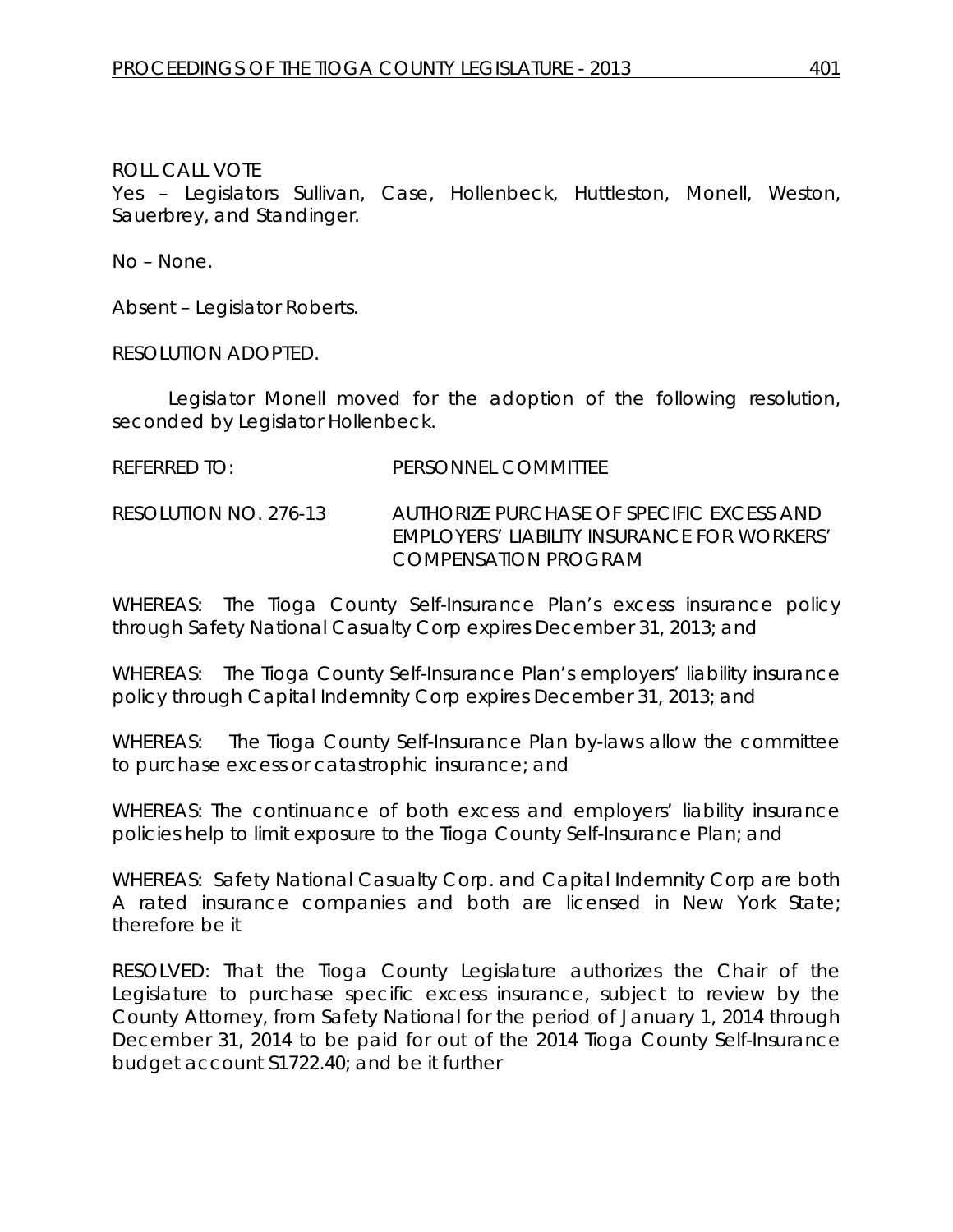ROLL CALL VOTE
Yes – Legislators Sullivan, Case, Hollenbeck, Huttleston, Monell, Weston, Sauerbrey, and Standinger.

No – None.

Absent – Legislator Roberts.

RESOLUTION ADOPTED.

Legislator Monell moved for the adoption of the following resolution, seconded by Legislator Hollenbeck.

REFERRED TO: PERSONNEL COMMITTEE

RESOLUTION NO. 276-13 AUTHORIZE PURCHASE OF SPECIFIC EXCESS AND EMPLOYERS' LIABILITY INSURANCE FOR WORKERS' COMPENSATION PROGRAM

WHEREAS: The Tioga County Self-Insurance Plan's excess insurance policy through Safety National Casualty Corp expires December 31, 2013; and

WHEREAS: The Tioga County Self-Insurance Plan's employers' liability insurance policy through Capital Indemnity Corp expires December 31, 2013; and

WHEREAS: The Tioga County Self-Insurance Plan by-laws allow the committee to purchase excess or catastrophic insurance; and

WHEREAS: The continuance of both excess and employers' liability insurance policies help to limit exposure to the Tioga County Self-Insurance Plan; and

WHEREAS: Safety National Casualty Corp. and Capital Indemnity Corp are both A rated insurance companies and both are licensed in New York State; therefore be it

RESOLVED: That the Tioga County Legislature authorizes the Chair of the Legislature to purchase specific excess insurance, subject to review by the County Attorney, from Safety National for the period of January 1, 2014 through December 31, 2014 to be paid for out of the 2014 Tioga County Self-Insurance budget account S1722.40; and be it further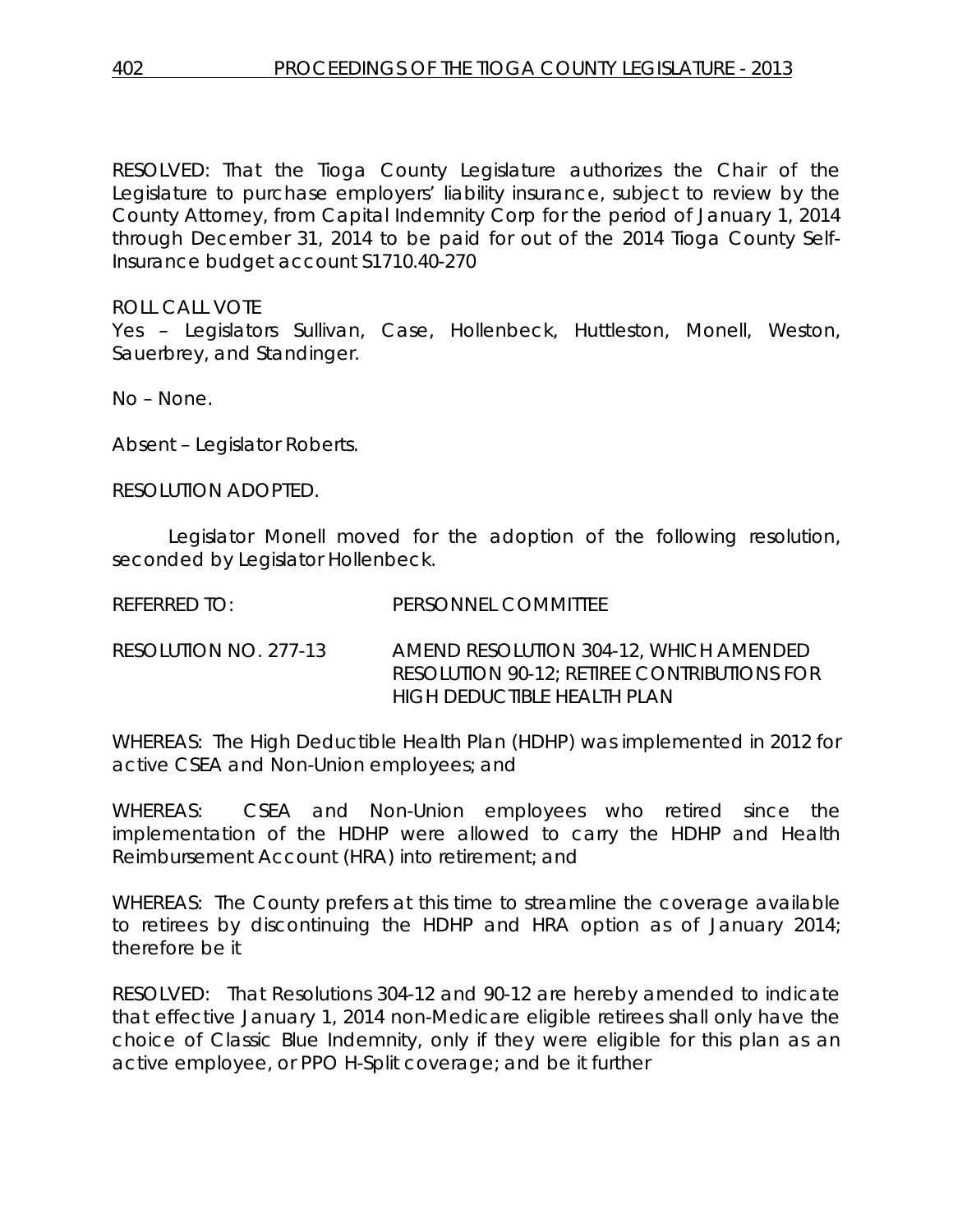RESOLVED: That the Tioga County Legislature authorizes the Chair of the Legislature to purchase employers' liability insurance, subject to review by the County Attorney, from Capital Indemnity Corp for the period of January 1, 2014 through December 31, 2014 to be paid for out of the 2014 Tioga County Self-Insurance budget account S1710.40-270

ROLL CALL VOTE
Yes – Legislators Sullivan, Case, Hollenbeck, Huttleston, Monell, Weston, Sauerbrey, and Standinger.

No – None.

Absent – Legislator Roberts.

RESOLUTION ADOPTED.

Legislator Monell moved for the adoption of the following resolution, seconded by Legislator Hollenbeck.

REFERRED TO: PERSONNEL COMMITTEE

RESOLUTION NO. 277-13 AMEND RESOLUTION 304-12, WHICH AMENDED RESOLUTION 90-12; RETIREE CONTRIBUTIONS FOR HIGH DEDUCTIBLE HEALTH PLAN

WHEREAS: The High Deductible Health Plan (HDHP) was implemented in 2012 for active CSEA and Non-Union employees; and

WHEREAS: CSEA and Non-Union employees who retired since the implementation of the HDHP were allowed to carry the HDHP and Health Reimbursement Account (HRA) into retirement; and

WHEREAS: The County prefers at this time to streamline the coverage available to retirees by discontinuing the HDHP and HRA option as of January 2014; therefore be it

RESOLVED: That Resolutions 304-12 and 90-12 are hereby amended to indicate that effective January 1, 2014 non-Medicare eligible retirees shall only have the choice of Classic Blue Indemnity, only if they were eligible for this plan as an active employee, or PPO H-Split coverage; and be it further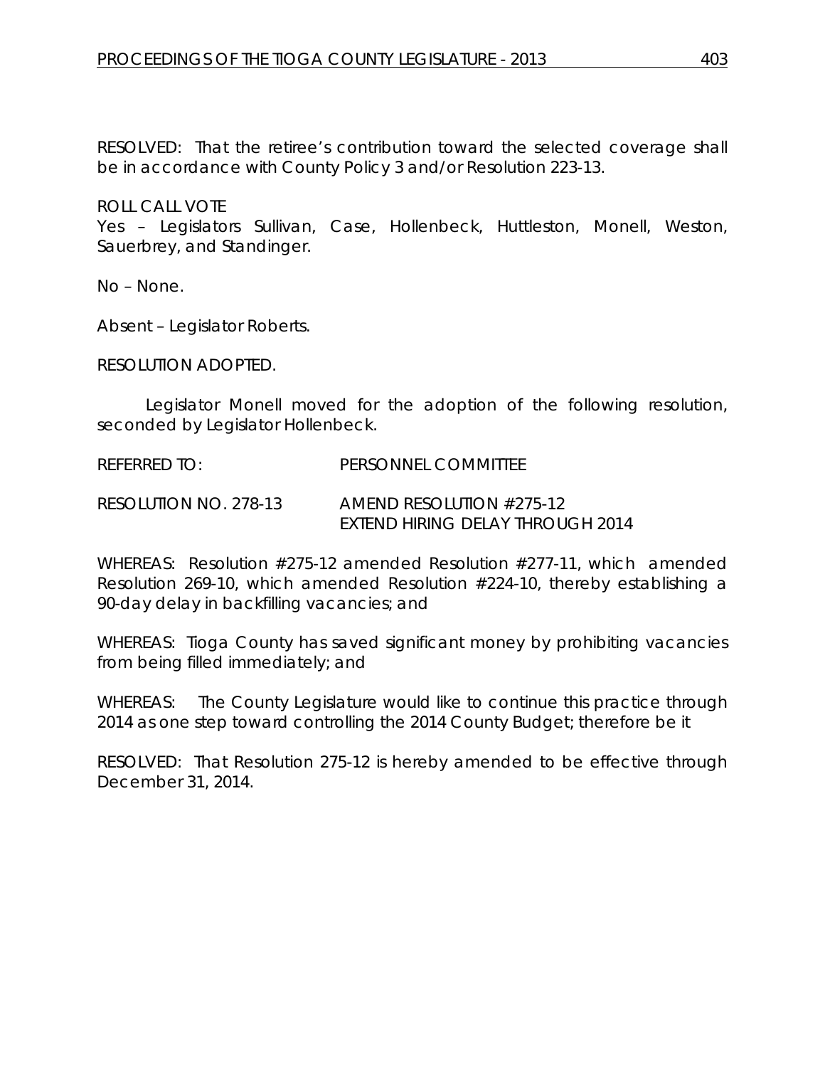RESOLVED: That the retiree's contribution toward the selected coverage shall be in accordance with County Policy 3 and/or Resolution 223-13.

ROLL CALL VOTE
Yes – Legislators Sullivan, Case, Hollenbeck, Huttleston, Monell, Weston, Sauerbrey, and Standinger.

No – None.

Absent – Legislator Roberts.

RESOLUTION ADOPTED.

Legislator Monell moved for the adoption of the following resolution, seconded by Legislator Hollenbeck.

REFERRED TO: PERSONNEL COMMITTEE

RESOLUTION NO. 278-13 AMEND RESOLUTION #275-12
EXTEND HIRING DELAY THROUGH 2014

WHEREAS: Resolution #275-12 amended Resolution #277-11, which amended Resolution 269-10, which amended Resolution #224-10, thereby establishing a 90-day delay in backfilling vacancies; and

WHEREAS: Tioga County has saved significant money by prohibiting vacancies from being filled immediately; and

WHEREAS: The County Legislature would like to continue this practice through 2014 as one step toward controlling the 2014 County Budget; therefore be it

RESOLVED: That Resolution 275-12 is hereby amended to be effective through December 31, 2014.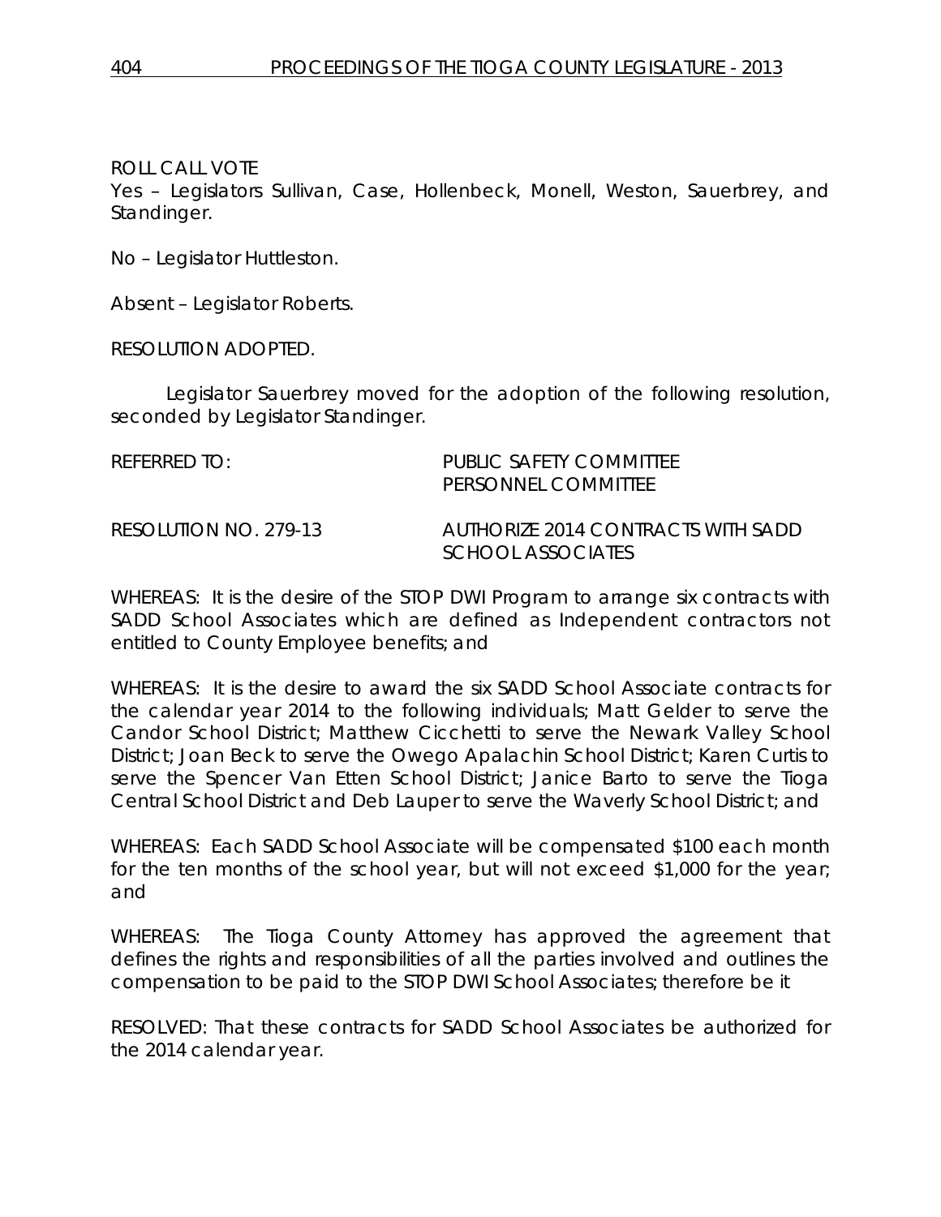ROLL CALL VOTE
Yes – Legislators Sullivan, Case, Hollenbeck, Monell, Weston, Sauerbrey, and Standinger.

No – Legislator Huttleston.

Absent – Legislator Roberts.

RESOLUTION ADOPTED.

Legislator Sauerbrey moved for the adoption of the following resolution, seconded by Legislator Standinger.

REFERRED TO: PUBLIC SAFETY COMMITTEE
PERSONNEL COMMITTEE

RESOLUTION NO. 279-13 AUTHORIZE 2014 CONTRACTS WITH SADD SCHOOL ASSOCIATES

WHEREAS: It is the desire of the STOP DWI Program to arrange six contracts with SADD School Associates which are defined as Independent contractors not entitled to County Employee benefits; and

WHEREAS: It is the desire to award the six SADD School Associate contracts for the calendar year 2014 to the following individuals; Matt Gelder to serve the Candor School District; Matthew Cicchetti to serve the Newark Valley School District; Joan Beck to serve the Owego Apalachin School District; Karen Curtis to serve the Spencer Van Etten School District; Janice Barto to serve the Tioga Central School District and Deb Lauper to serve the Waverly School District; and

WHEREAS: Each SADD School Associate will be compensated $100 each month for the ten months of the school year, but will not exceed $1,000 for the year; and

WHEREAS: The Tioga County Attorney has approved the agreement that defines the rights and responsibilities of all the parties involved and outlines the compensation to be paid to the STOP DWI School Associates; therefore be it

RESOLVED: That these contracts for SADD School Associates be authorized for the 2014 calendar year.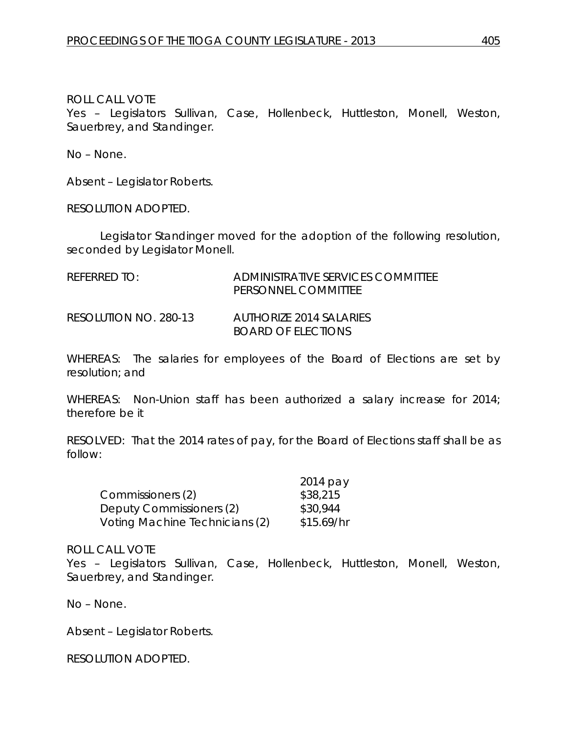ROLL CALL VOTE
Yes – Legislators Sullivan, Case, Hollenbeck, Huttleston, Monell, Weston, Sauerbrey, and Standinger.

No – None.

Absent – Legislator Roberts.

RESOLUTION ADOPTED.

Legislator Standinger moved for the adoption of the following resolution, seconded by Legislator Monell.

REFERRED TO: ADMINISTRATIVE SERVICES COMMITTEE
PERSONNEL COMMITTEE

RESOLUTION NO. 280-13 AUTHORIZE 2014 SALARIES
BOARD OF ELECTIONS

WHEREAS: The salaries for employees of the Board of Elections are set by resolution; and

WHEREAS: Non-Union staff has been authorized a salary increase for 2014; therefore be it

RESOLVED: That the 2014 rates of pay, for the Board of Elections staff shall be as follow:

| | 2014 pay |
|---|---|
| Commissioners (2) | $38,215 |
| Deputy Commissioners (2) | $30,944 |
| Voting Machine Technicians (2) | $15.69/hr |

ROLL CALL VOTE
Yes – Legislators Sullivan, Case, Hollenbeck, Huttleston, Monell, Weston, Sauerbrey, and Standinger.

No – None.

Absent – Legislator Roberts.

RESOLUTION ADOPTED.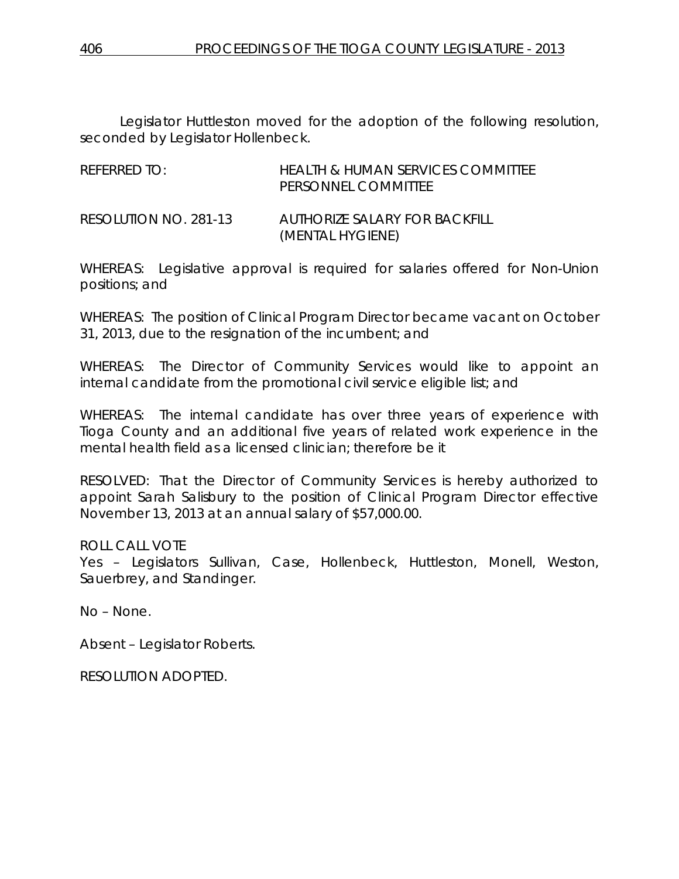Legislator Huttleston moved for the adoption of the following resolution, seconded by Legislator Hollenbeck.

| REFERRED TO: | HEALTH & HUMAN SERVICES COMMITTEE<br>PERSONNEL COMMITTEE |
|---|---|
| RESOLUTION NO. 281-13 | AUTHORIZE SALARY FOR BACKFILL<br>(MENTAL HYGIENE) |

WHEREAS: Legislative approval is required for salaries offered for Non-Union positions; and

WHEREAS: The position of Clinical Program Director became vacant on October 31, 2013, due to the resignation of the incumbent; and

WHEREAS: The Director of Community Services would like to appoint an internal candidate from the promotional civil service eligible list; and

WHEREAS: The internal candidate has over three years of experience with Tioga County and an additional five years of related work experience in the mental health field as a licensed clinician; therefore be it

RESOLVED: That the Director of Community Services is hereby authorized to appoint Sarah Salisbury to the position of Clinical Program Director effective November 13, 2013 at an annual salary of $57,000.00.

ROLL CALL VOTE
Yes – Legislators Sullivan, Case, Hollenbeck, Huttleston, Monell, Weston, Sauerbrey, and Standinger.

No – None.

Absent – Legislator Roberts.

RESOLUTION ADOPTED.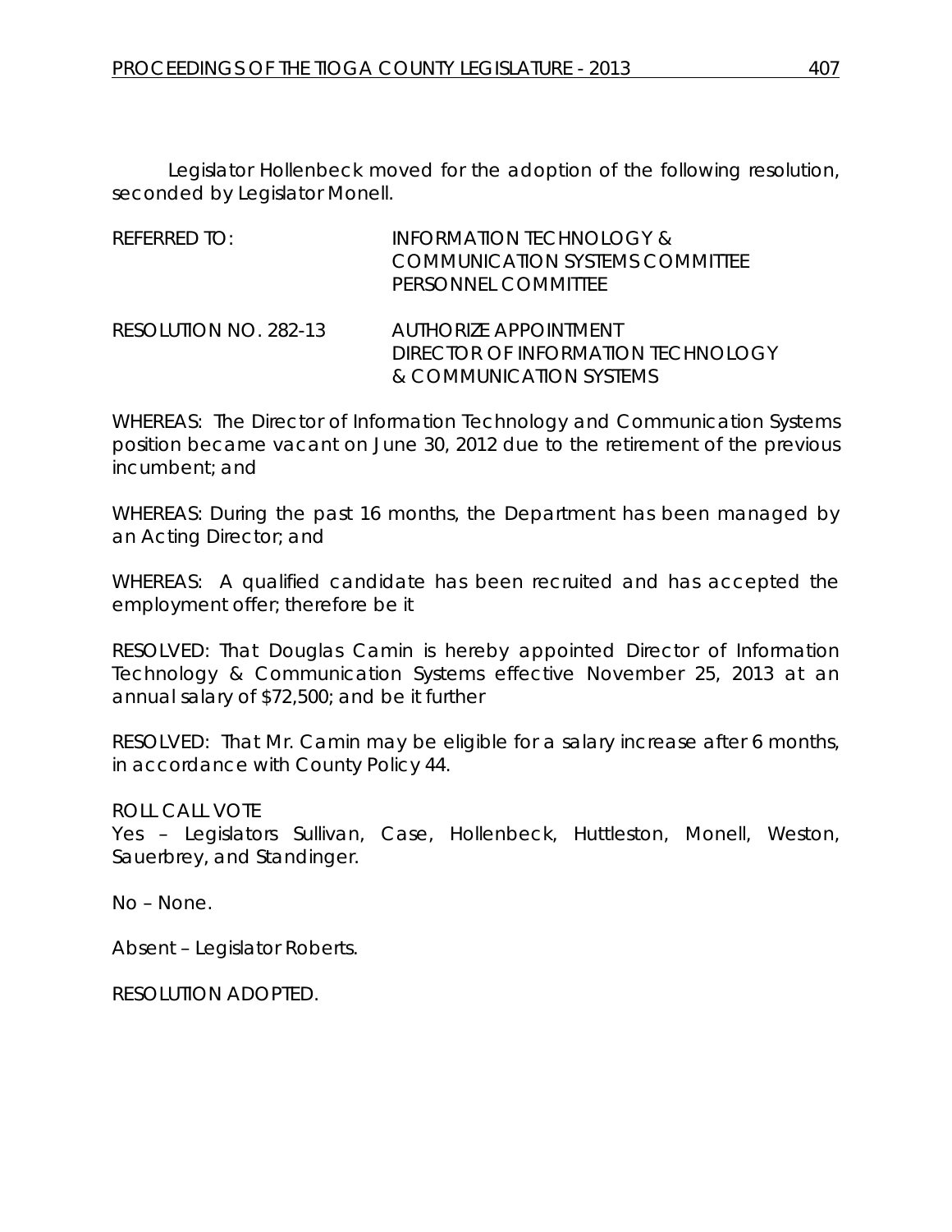Legislator Hollenbeck moved for the adoption of the following resolution, seconded by Legislator Monell.

REFERRED TO: INFORMATION TECHNOLOGY & COMMUNICATION SYSTEMS COMMITTEE
PERSONNEL COMMITTEE

RESOLUTION NO. 282-13 AUTHORIZE APPOINTMENT DIRECTOR OF INFORMATION TECHNOLOGY & COMMUNICATION SYSTEMS

WHEREAS: The Director of Information Technology and Communication Systems position became vacant on June 30, 2012 due to the retirement of the previous incumbent; and

WHEREAS: During the past 16 months, the Department has been managed by an Acting Director; and

WHEREAS: A qualified candidate has been recruited and has accepted the employment offer; therefore be it

RESOLVED: That Douglas Camin is hereby appointed Director of Information Technology & Communication Systems effective November 25, 2013 at an annual salary of $72,500; and be it further

RESOLVED: That Mr. Camin may be eligible for a salary increase after 6 months, in accordance with County Policy 44.

ROLL CALL VOTE
Yes – Legislators Sullivan, Case, Hollenbeck, Huttleston, Monell, Weston, Sauerbrey, and Standinger.

No – None.

Absent – Legislator Roberts.

RESOLUTION ADOPTED.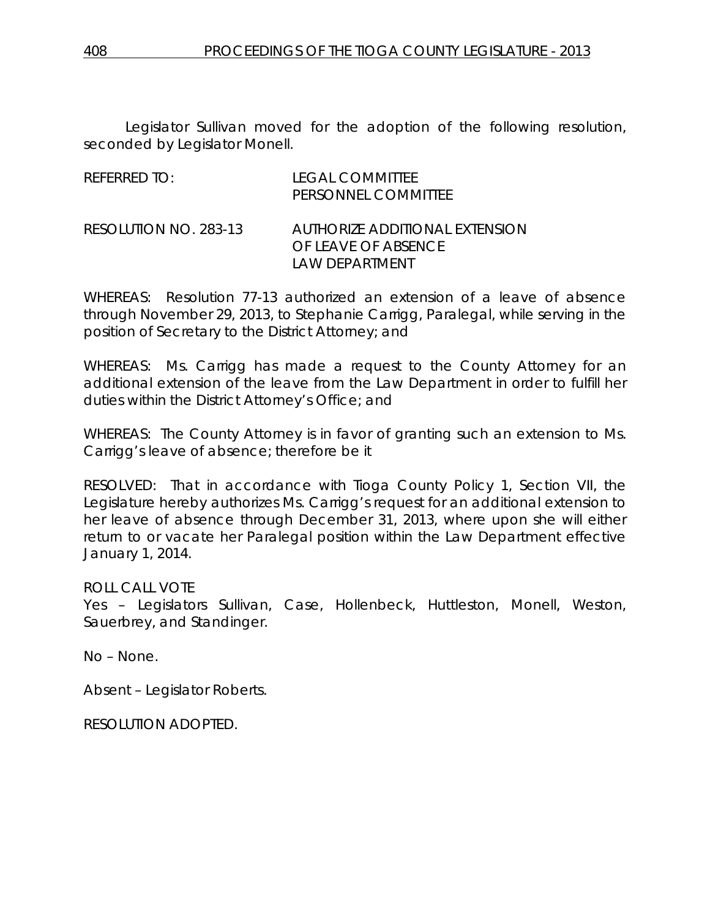Legislator Sullivan moved for the adoption of the following resolution, seconded by Legislator Monell.

REFERRED TO: LEGAL COMMITTEE
PERSONNEL COMMITTEE

RESOLUTION NO. 283-13 AUTHORIZE ADDITIONAL EXTENSION OF LEAVE OF ABSENCE LAW DEPARTMENT

WHEREAS: Resolution 77-13 authorized an extension of a leave of absence through November 29, 2013, to Stephanie Carrigg, Paralegal, while serving in the position of Secretary to the District Attorney; and

WHEREAS: Ms. Carrigg has made a request to the County Attorney for an additional extension of the leave from the Law Department in order to fulfill her duties within the District Attorney's Office; and

WHEREAS: The County Attorney is in favor of granting such an extension to Ms. Carrigg's leave of absence; therefore be it

RESOLVED: That in accordance with Tioga County Policy 1, Section VII, the Legislature hereby authorizes Ms. Carrigg's request for an additional extension to her leave of absence through December 31, 2013, where upon she will either return to or vacate her Paralegal position within the Law Department effective January 1, 2014.

ROLL CALL VOTE
Yes – Legislators Sullivan, Case, Hollenbeck, Huttleston, Monell, Weston, Sauerbrey, and Standinger.

No – None.

Absent – Legislator Roberts.

RESOLUTION ADOPTED.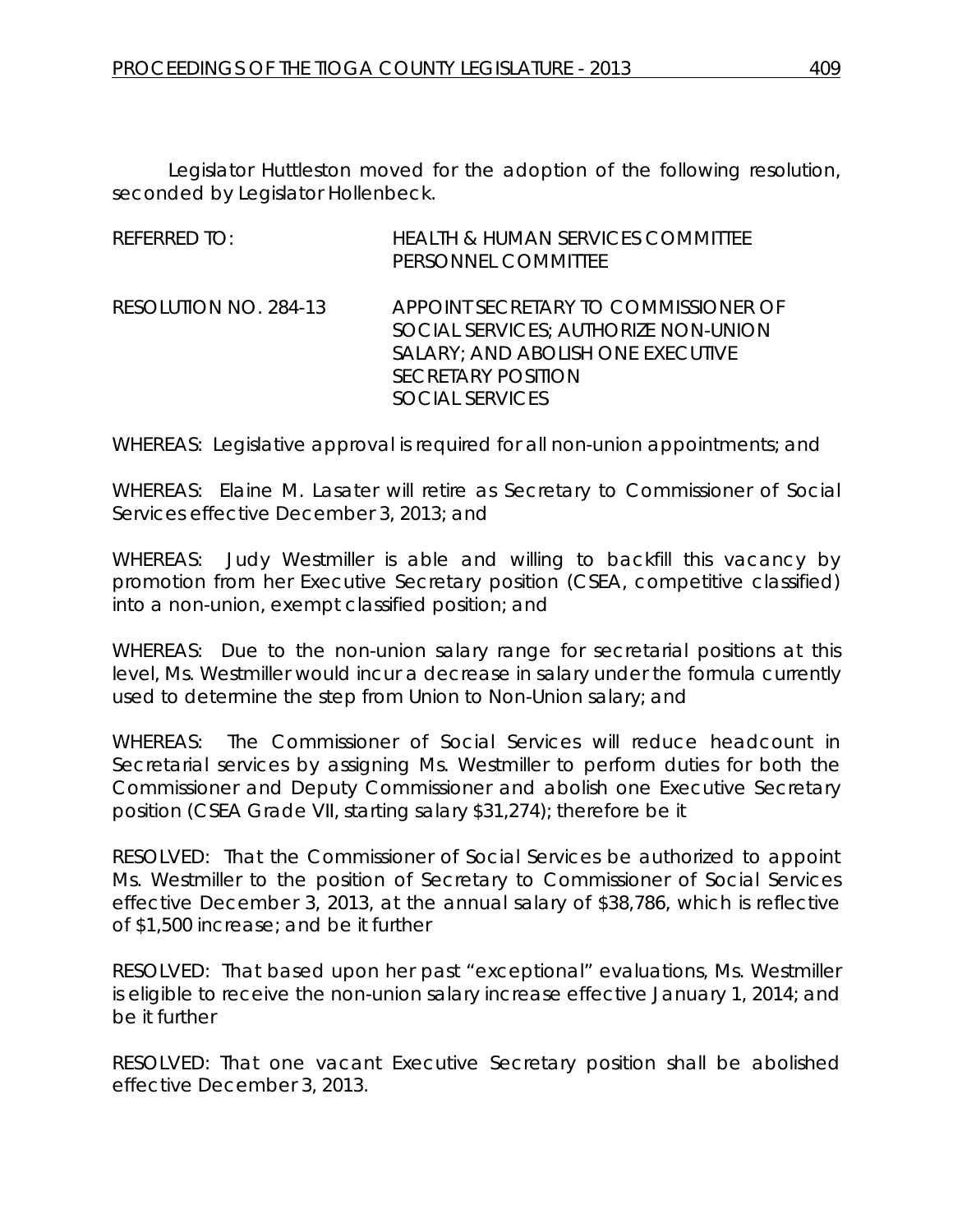Legislator Huttleston moved for the adoption of the following resolution, seconded by Legislator Hollenbeck.

| | |
|---|---|
| REFERRED TO: | HEALTH & HUMAN SERVICES COMMITTEE<br>PERSONNEL COMMITTEE |
| RESOLUTION NO. 284-13 | APPOINT SECRETARY TO COMMISSIONER OF SOCIAL SERVICES; AUTHORIZE NON-UNION SALARY; AND ABOLISH ONE EXECUTIVE SECRETARY POSITION<br>SOCIAL SERVICES |

WHEREAS: Legislative approval is required for all non-union appointments; and

WHEREAS: Elaine M. Lasater will retire as Secretary to Commissioner of Social Services effective December 3, 2013; and

WHEREAS: Judy Westmiller is able and willing to backfill this vacancy by promotion from her Executive Secretary position (CSEA, competitive classified) into a non-union, exempt classified position; and

WHEREAS: Due to the non-union salary range for secretarial positions at this level, Ms. Westmiller would incur a decrease in salary under the formula currently used to determine the step from Union to Non-Union salary; and

WHEREAS: The Commissioner of Social Services will reduce headcount in Secretarial services by assigning Ms. Westmiller to perform duties for both the Commissioner and Deputy Commissioner and abolish one Executive Secretary position (CSEA Grade VII, starting salary $31,274); therefore be it

RESOLVED: That the Commissioner of Social Services be authorized to appoint Ms. Westmiller to the position of Secretary to Commissioner of Social Services effective December 3, 2013, at the annual salary of $38,786, which is reflective of $1,500 increase; and be it further

RESOLVED: That based upon her past "exceptional" evaluations, Ms. Westmiller is eligible to receive the non-union salary increase effective January 1, 2014; and be it further

RESOLVED: That one vacant Executive Secretary position shall be abolished effective December 3, 2013.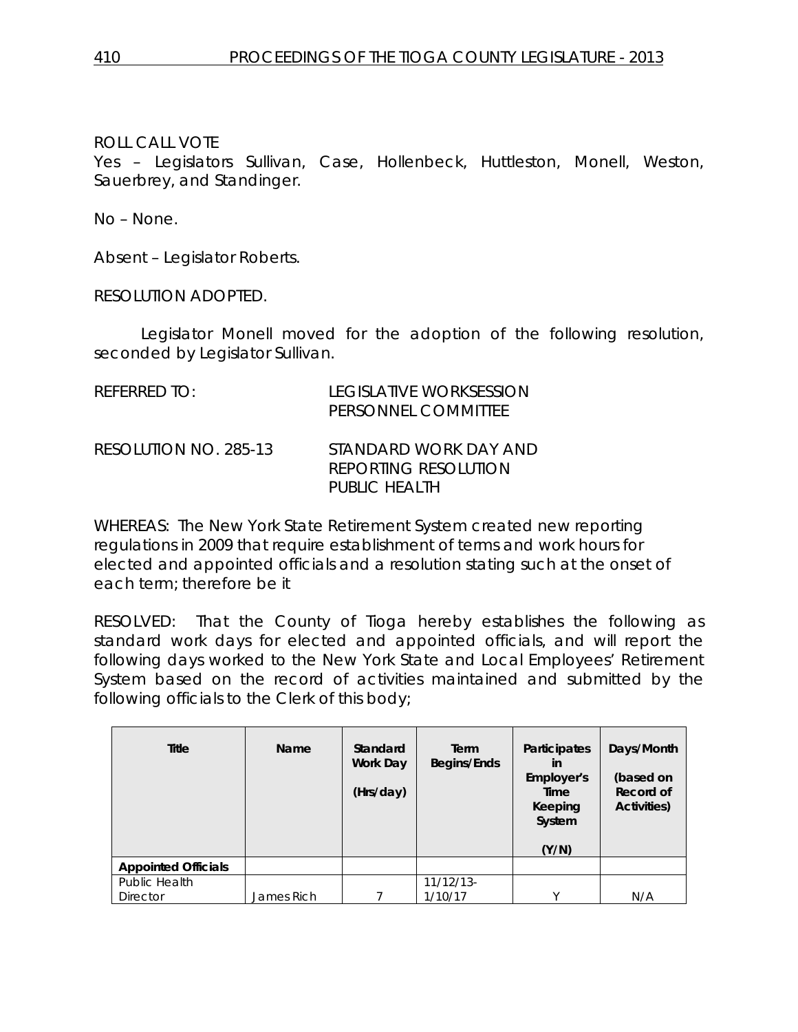ROLL CALL VOTE
Yes – Legislators Sullivan, Case, Hollenbeck, Huttleston, Monell, Weston, Sauerbrey, and Standinger.

No – None.

Absent – Legislator Roberts.

RESOLUTION ADOPTED.

Legislator Monell moved for the adoption of the following resolution, seconded by Legislator Sullivan.

REFERRED TO: LEGISLATIVE WORKSESSION
PERSONNEL COMMITTEE

RESOLUTION NO. 285-13 STANDARD WORK DAY AND REPORTING RESOLUTION PUBLIC HEALTH

WHEREAS: The New York State Retirement System created new reporting regulations in 2009 that require establishment of terms and work hours for elected and appointed officials and a resolution stating such at the onset of each term; therefore be it

RESOLVED: That the County of Tioga hereby establishes the following as standard work days for elected and appointed officials, and will report the following days worked to the New York State and Local Employees' Retirement System based on the record of activities maintained and submitted by the following officials to the Clerk of this body;

| Title | Name | Standard Work Day (Hrs/day) | Term Begins/Ends | Participates in Employer's Time Keeping System (Y/N) | Days/Month (based on Record of Activities) |
|---|---|---|---|---|---|
| **Appointed Officials** | | | | | |
| Public Health Director | James Rich | 7 | 11/12/13-1/10/17 | Y | N/A |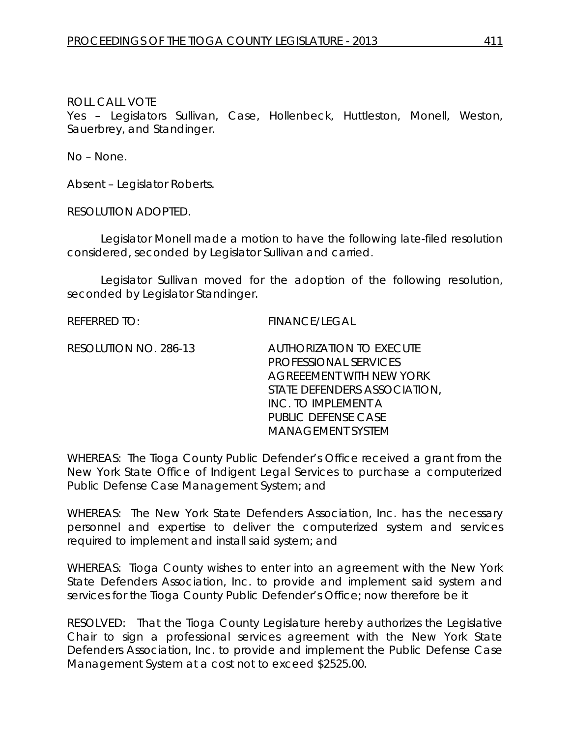ROLL CALL VOTE
Yes – Legislators Sullivan, Case, Hollenbeck, Huttleston, Monell, Weston, Sauerbrey, and Standinger.

No – None.

Absent – Legislator Roberts.

RESOLUTION ADOPTED.

Legislator Monell made a motion to have the following late-filed resolution considered, seconded by Legislator Sullivan and carried.

Legislator Sullivan moved for the adoption of the following resolution, seconded by Legislator Standinger.

REFERRED TO: FINANCE/LEGAL

RESOLUTION NO. 286-13 AUTHORIZATION TO EXECUTE PROFESSIONAL SERVICES AGREEEMENT WITH NEW YORK STATE DEFENDERS ASSOCIATION, INC. TO IMPLEMENT A PUBLIC DEFENSE CASE MANAGEMENT SYSTEM

WHEREAS: The Tioga County Public Defender's Office received a grant from the New York State Office of Indigent Legal Services to purchase a computerized Public Defense Case Management System; and

WHEREAS: The New York State Defenders Association, Inc. has the necessary personnel and expertise to deliver the computerized system and services required to implement and install said system; and

WHEREAS: Tioga County wishes to enter into an agreement with the New York State Defenders Association, Inc. to provide and implement said system and services for the Tioga County Public Defender's Office; now therefore be it

RESOLVED: That the Tioga County Legislature hereby authorizes the Legislative Chair to sign a professional services agreement with the New York State Defenders Association, Inc. to provide and implement the Public Defense Case Management System at a cost not to exceed $2525.00.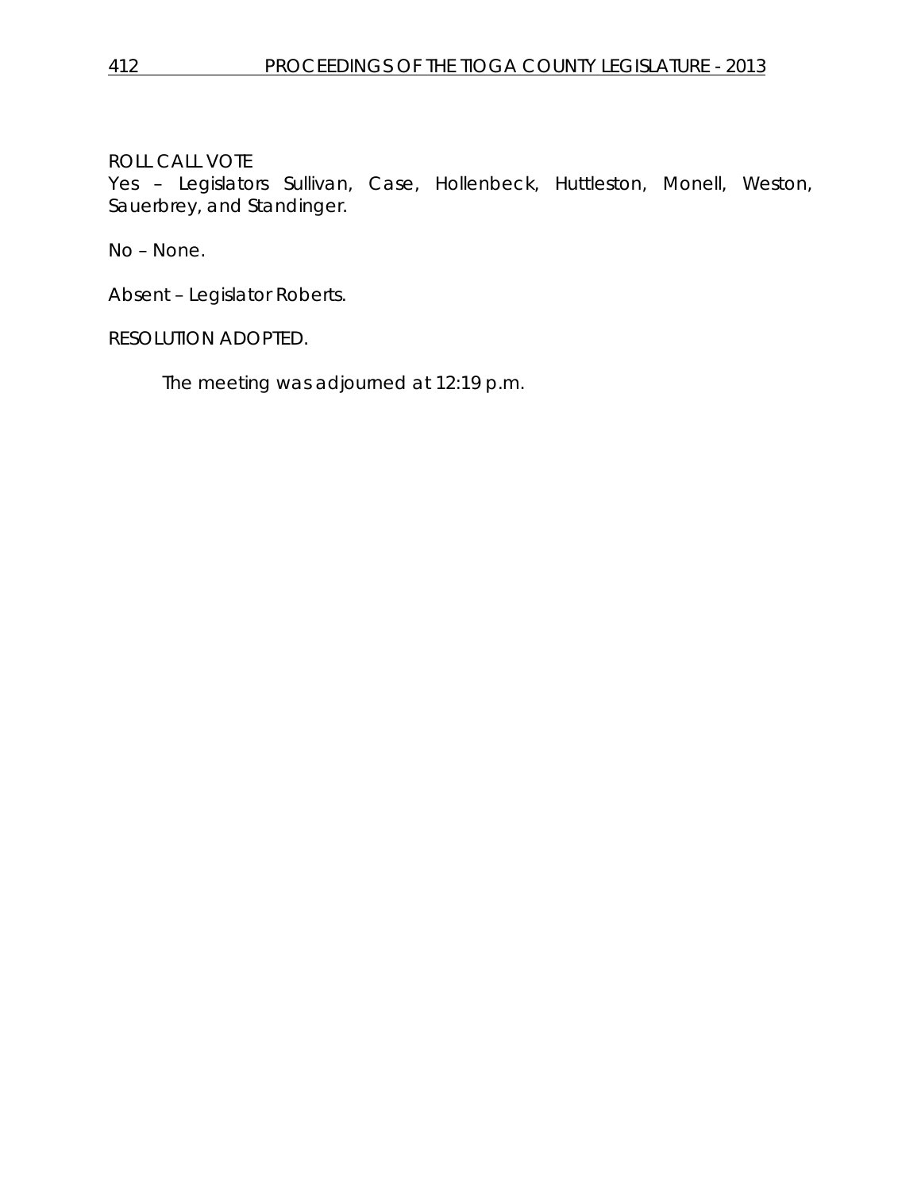ROLL CALL VOTE
Yes – Legislators Sullivan, Case, Hollenbeck, Huttleston, Monell, Weston, Sauerbrey, and Standinger.

No – None.

Absent – Legislator Roberts.

RESOLUTION ADOPTED.

The meeting was adjourned at 12:19 p.m.